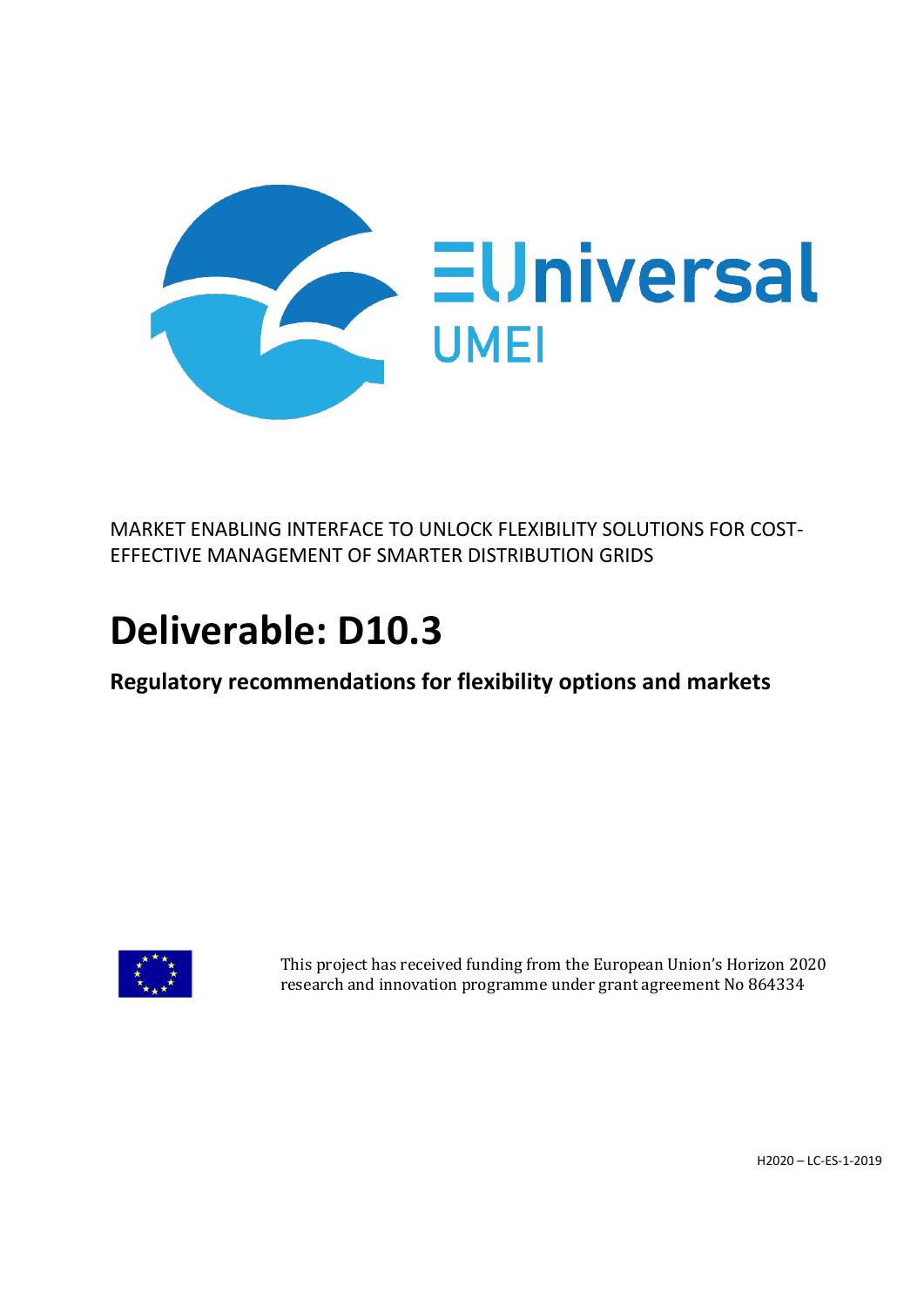EUniversal

UMEI

MARKET ENABLING INTERFACE TO UNLOCK FLEXIBILITY SOLUTIONS FOR COST-EFFECTIVE MANAGEMENT OF SMARTER DISTRIBUTION GRIDS

# Deliverable: D10.3

## Regulatory recommendations for flexibility options and markets

This project has received funding from the European Union's Horizon 2020 research and innovation programme under grant agreement No 864334

H2020 – LC-ES-1-2019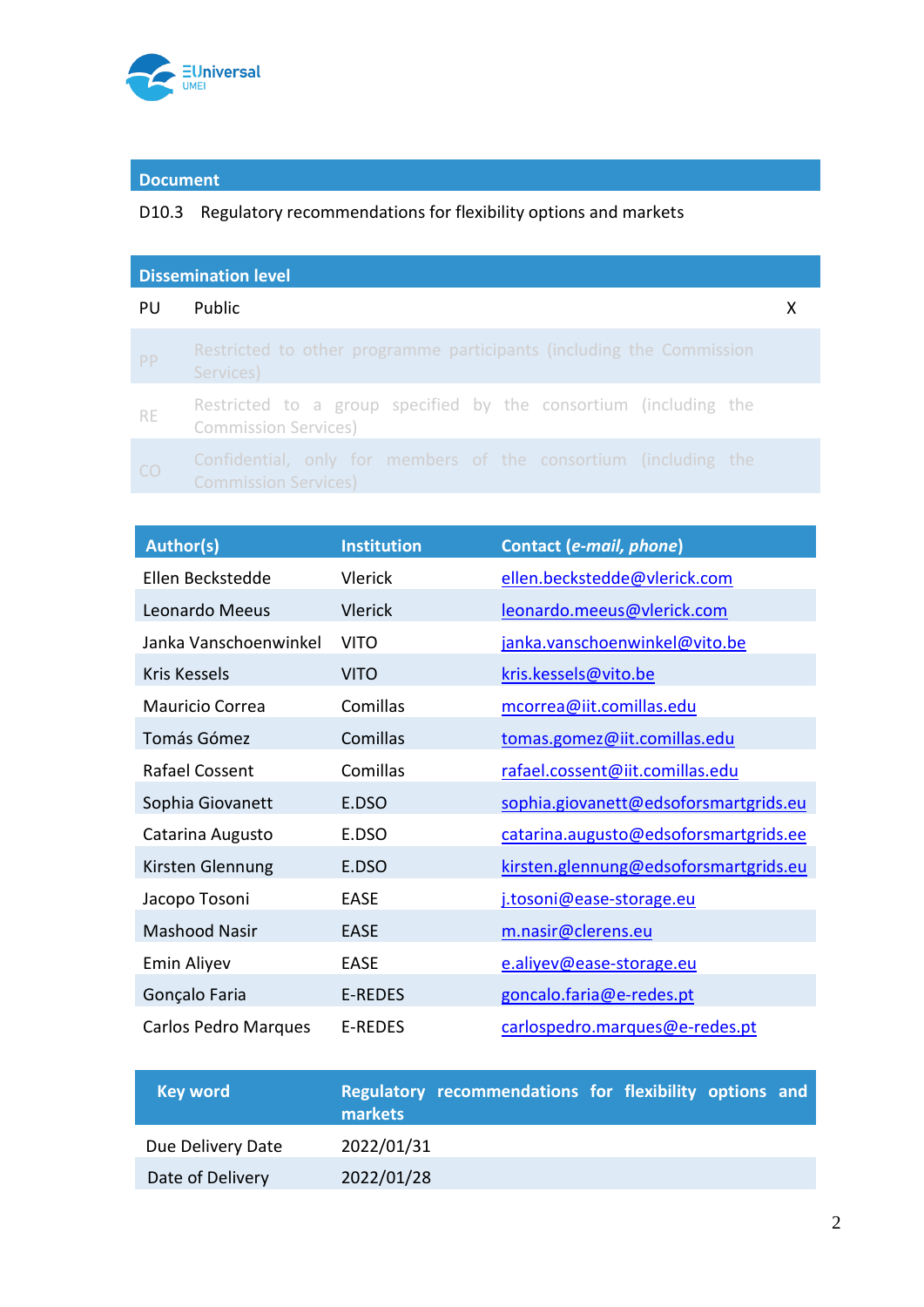| Document | |
|---|---|
| D10.3 | Regulatory recommendations for flexibility options and markets |

| Dissemination level | | |
|---|---|---|
| PU | Public | X |
| PP | Restricted to other programme participants (including the Commission Services) | |
| RE | Restricted to a group specified by the consortium (including the Commission Services) | |
| CO | Confidential, only for members of the consortium (including the Commission Services) | |

| Author(s) | Institution | Contact (*e-mail, phone*) |
|---|---|---|
| Ellen Beckstedde | Vlerick | ellen.beckstedde@vlerick.com |
| Leonardo Meeus | Vlerick | leonardo.meeus@vlerick.com |
| Janka Vanschoenwinkel | VITO | janka.vanschoenwinkel@vito.be |
| Kris Kessels | VITO | kris.kessels@vito.be |
| Mauricio Correa | Comillas | mcorrea@iit.comillas.edu |
| Tomás Gómez | Comillas | tomas.gomez@iit.comillas.edu |
| Rafael Cossent | Comillas | rafael.cossent@iit.comillas.edu |
| Sophia Giovanett | E.DSO | sophia.giovanett@edsoforsmartgrids.eu |
| Catarina Augusto | E.DSO | catarina.augusto@edsoforsmartgrids.ee |
| Kirsten Glennung | E.DSO | kirsten.glennung@edsoforsmartgrids.eu |
| Jacopo Tosoni | EASE | j.tosoni@ease-storage.eu |
| Mashood Nasir | EASE | m.nasir@clerens.eu |
| Emin Aliyev | EASE | e.aliyev@ease-storage.eu |
| Gonçalo Faria | E-REDES | goncalo.faria@e-redes.pt |
| Carlos Pedro Marques | E-REDES | carlospedro.marques@e-redes.pt |

| Key word | Regulatory recommendations for flexibility options and markets |
|---|---|
| Due Delivery Date | 2022/01/31 |
| Date of Delivery | 2022/01/28 |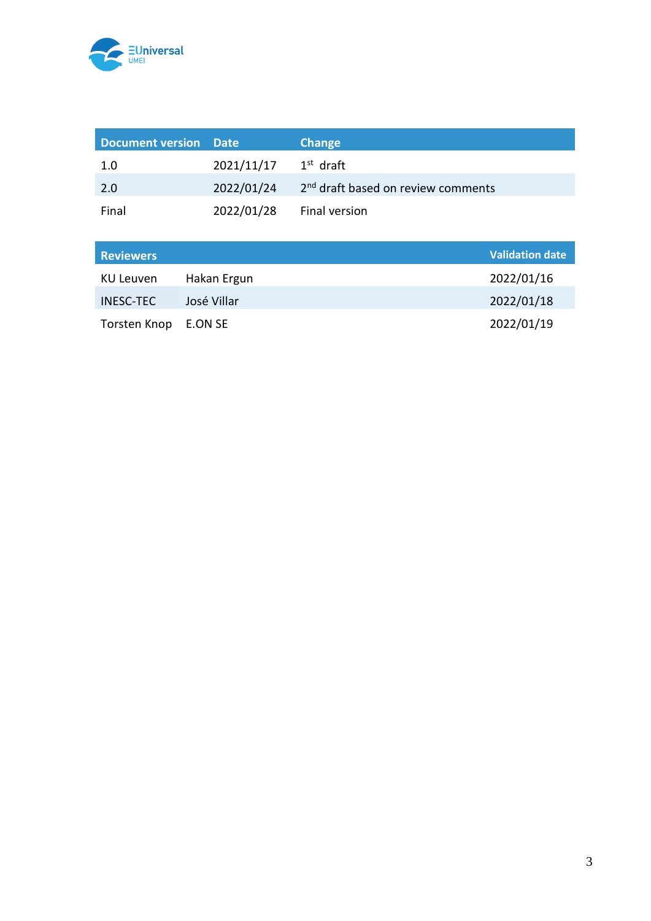| Document version | Date | Change |
|---|---|---|
| 1.0 | 2021/11/17 | 1st draft |
| 2.0 | 2022/01/24 | 2nd draft based on review comments |
| Final | 2022/01/28 | Final version |

| Reviewers | | Validation date |
|---|---|---|
| KU Leuven | Hakan Ergun | 2022/01/16 |
| INESC-TEC | José Villar | 2022/01/18 |
| Torsten Knop | E.ON SE | 2022/01/19 |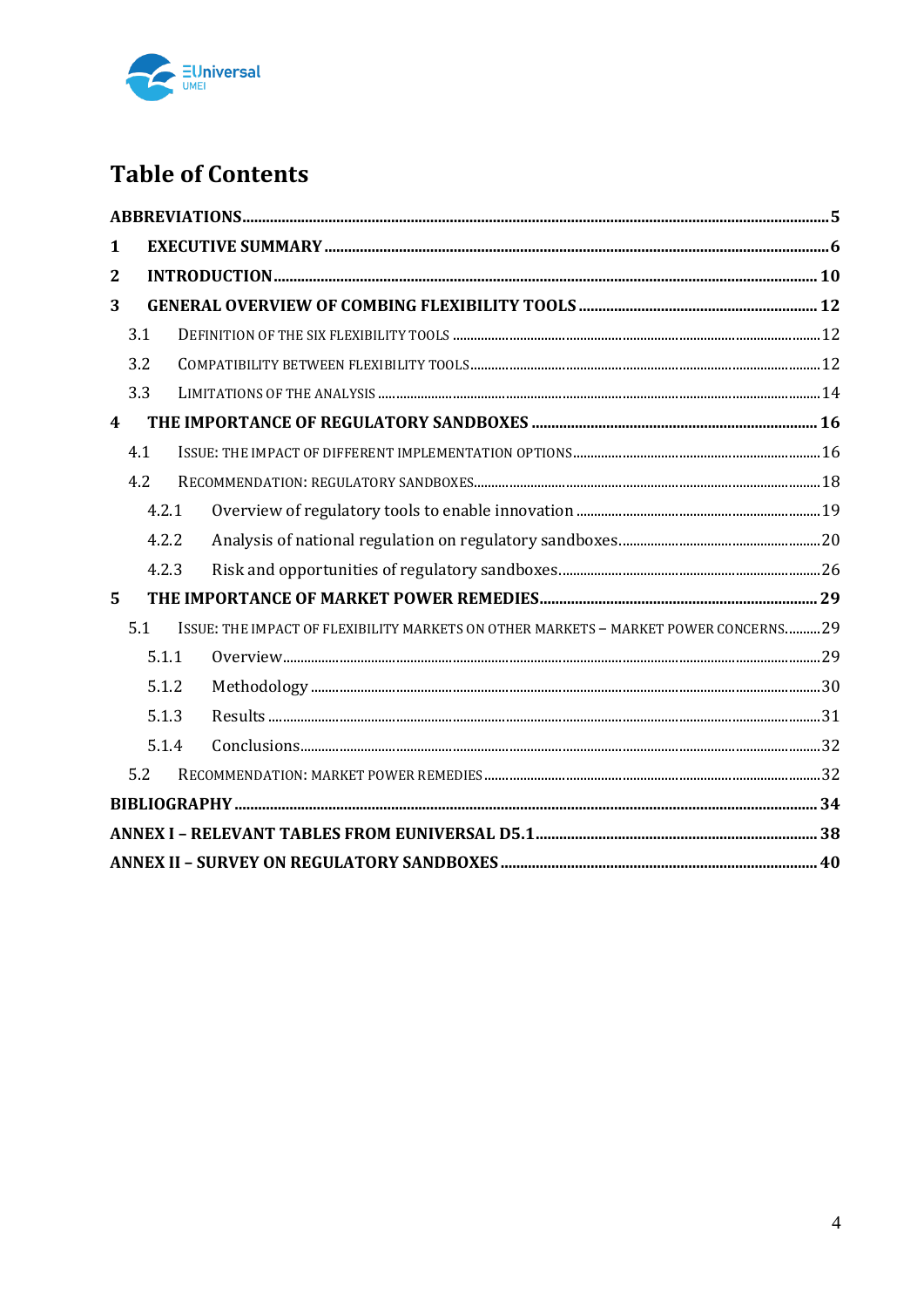# Table of Contents

**ABBREVIATIONS** ..... 5

**1 EXECUTIVE SUMMARY** ..... 6

**2 INTRODUCTION** ..... 10

**3 GENERAL OVERVIEW OF COMBING FLEXIBILITY TOOLS** ..... 12

- 3.1 DEFINITION OF THE SIX FLEXIBILITY TOOLS ..... 12
- 3.2 COMPATIBILITY BETWEEN FLEXIBILITY TOOLS ..... 12
- 3.3 LIMITATIONS OF THE ANALYSIS ..... 14

**4 THE IMPORTANCE OF REGULATORY SANDBOXES** ..... 16

- 4.1 ISSUE: THE IMPACT OF DIFFERENT IMPLEMENTATION OPTIONS ..... 16
- 4.2 RECOMMENDATION: REGULATORY SANDBOXES ..... 18
  - 4.2.1 Overview of regulatory tools to enable innovation ..... 19
  - 4.2.2 Analysis of national regulation on regulatory sandboxes ..... 20
  - 4.2.3 Risk and opportunities of regulatory sandboxes ..... 26

**5 THE IMPORTANCE OF MARKET POWER REMEDIES** ..... 29

- 5.1 ISSUE: THE IMPACT OF FLEXIBILITY MARKETS ON OTHER MARKETS – MARKET POWER CONCERNS ..... 29
  - 5.1.1 Overview ..... 29
  - 5.1.2 Methodology ..... 30
  - 5.1.3 Results ..... 31
  - 5.1.4 Conclusions ..... 32
- 5.2 RECOMMENDATION: MARKET POWER REMEDIES ..... 32

**BIBLIOGRAPHY** ..... 34

**ANNEX I – RELEVANT TABLES FROM EUNIVERSAL D5.1** ..... 38

**ANNEX II – SURVEY ON REGULATORY SANDBOXES** ..... 40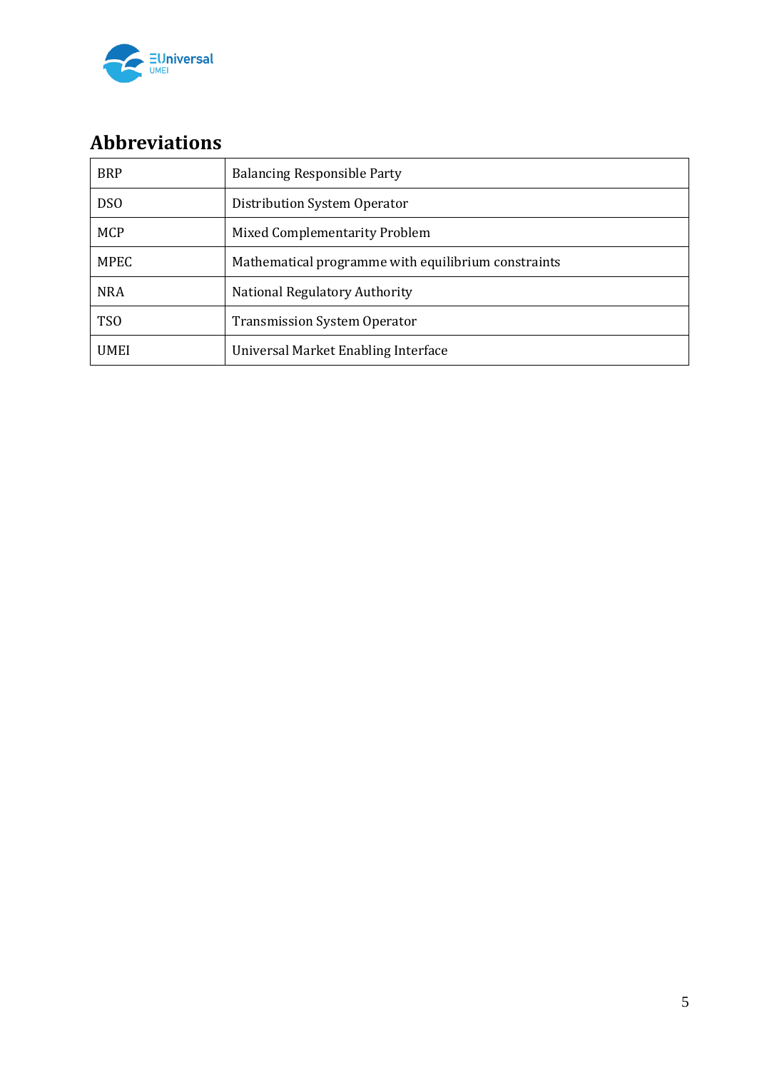## Abbreviations

| | |
|---|---|
| BRP | Balancing Responsible Party |
| DSO | Distribution System Operator |
| MCP | Mixed Complementarity Problem |
| MPEC | Mathematical programme with equilibrium constraints |
| NRA | National Regulatory Authority |
| TSO | Transmission System Operator |
| UMEI | Universal Market Enabling Interface |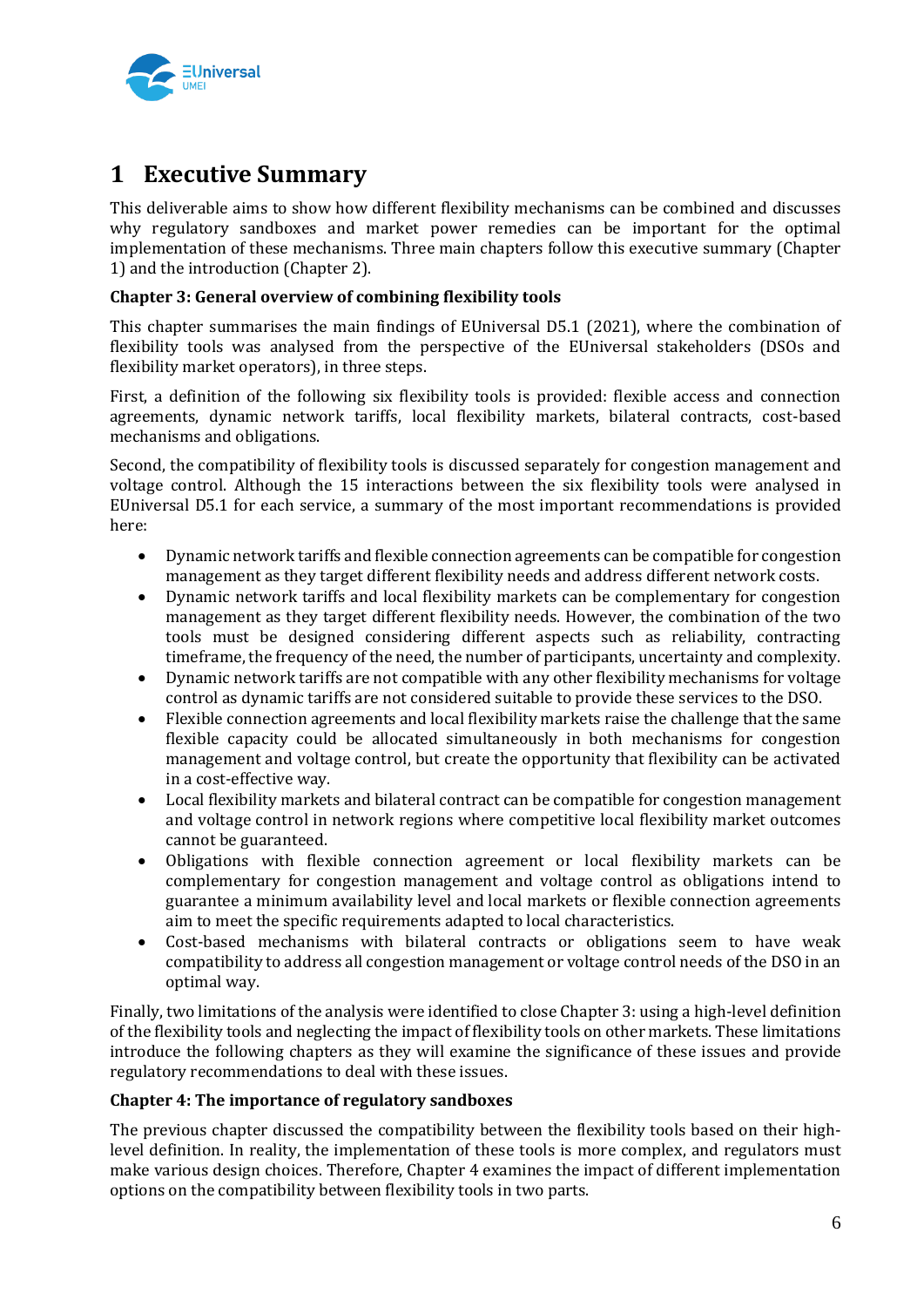# 1 Executive Summary

This deliverable aims to show how different flexibility mechanisms can be combined and discusses why regulatory sandboxes and market power remedies can be important for the optimal implementation of these mechanisms. Three main chapters follow this executive summary (Chapter 1) and the introduction (Chapter 2).

**Chapter 3: General overview of combining flexibility tools**

This chapter summarises the main findings of EUniversal D5.1 (2021), where the combination of flexibility tools was analysed from the perspective of the EUniversal stakeholders (DSOs and flexibility market operators), in three steps.

First, a definition of the following six flexibility tools is provided: flexible access and connection agreements, dynamic network tariffs, local flexibility markets, bilateral contracts, cost-based mechanisms and obligations.

Second, the compatibility of flexibility tools is discussed separately for congestion management and voltage control. Although the 15 interactions between the six flexibility tools were analysed in EUniversal D5.1 for each service, a summary of the most important recommendations is provided here:

- Dynamic network tariffs and flexible connection agreements can be compatible for congestion management as they target different flexibility needs and address different network costs.
- Dynamic network tariffs and local flexibility markets can be complementary for congestion management as they target different flexibility needs. However, the combination of the two tools must be designed considering different aspects such as reliability, contracting timeframe, the frequency of the need, the number of participants, uncertainty and complexity.
- Dynamic network tariffs are not compatible with any other flexibility mechanisms for voltage control as dynamic tariffs are not considered suitable to provide these services to the DSO.
- Flexible connection agreements and local flexibility markets raise the challenge that the same flexible capacity could be allocated simultaneously in both mechanisms for congestion management and voltage control, but create the opportunity that flexibility can be activated in a cost-effective way.
- Local flexibility markets and bilateral contract can be compatible for congestion management and voltage control in network regions where competitive local flexibility market outcomes cannot be guaranteed.
- Obligations with flexible connection agreement or local flexibility markets can be complementary for congestion management and voltage control as obligations intend to guarantee a minimum availability level and local markets or flexible connection agreements aim to meet the specific requirements adapted to local characteristics.
- Cost-based mechanisms with bilateral contracts or obligations seem to have weak compatibility to address all congestion management or voltage control needs of the DSO in an optimal way.

Finally, two limitations of the analysis were identified to close Chapter 3: using a high-level definition of the flexibility tools and neglecting the impact of flexibility tools on other markets. These limitations introduce the following chapters as they will examine the significance of these issues and provide regulatory recommendations to deal with these issues.

**Chapter 4: The importance of regulatory sandboxes**

The previous chapter discussed the compatibility between the flexibility tools based on their high-level definition. In reality, the implementation of these tools is more complex, and regulators must make various design choices. Therefore, Chapter 4 examines the impact of different implementation options on the compatibility between flexibility tools in two parts.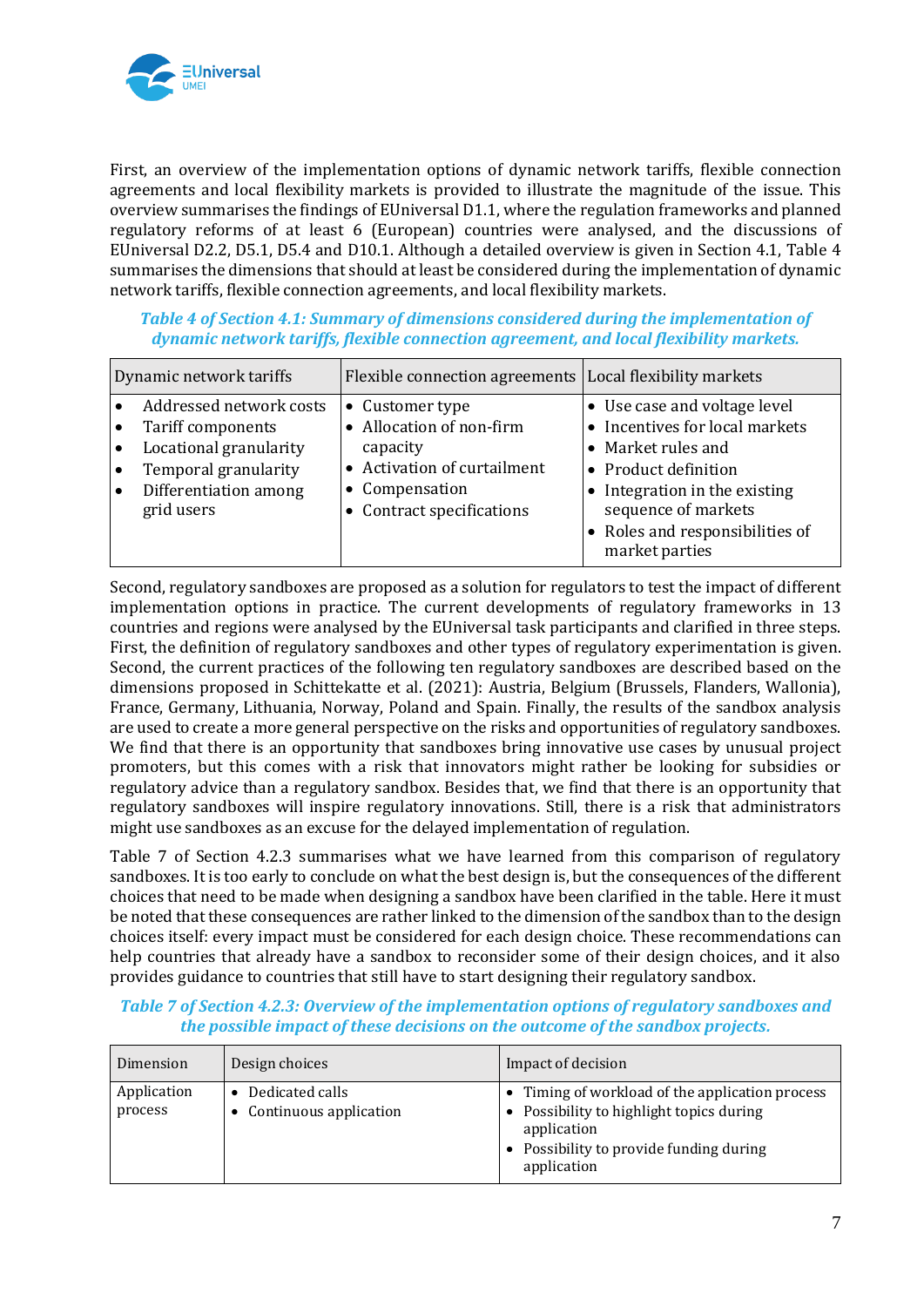First, an overview of the implementation options of dynamic network tariffs, flexible connection agreements and local flexibility markets is provided to illustrate the magnitude of the issue. This overview summarises the findings of EUniversal D1.1, where the regulation frameworks and planned regulatory reforms of at least 6 (European) countries were analysed, and the discussions of EUniversal D2.2, D5.1, D5.4 and D10.1. Although a detailed overview is given in Section 4.1, Table 4 summarises the dimensions that should at least be considered during the implementation of dynamic network tariffs, flexible connection agreements, and local flexibility markets.

*Table 4 of Section 4.1: Summary of dimensions considered during the implementation of dynamic network tariffs, flexible connection agreement, and local flexibility markets.*

| Dynamic network tariffs | Flexible connection agreements | Local flexibility markets |
| --- | --- | --- |
| • Addressed network costs<br>• Tariff components<br>• Locational granularity<br>• Temporal granularity<br>• Differentiation among grid users | • Customer type<br>• Allocation of non-firm capacity<br>• Activation of curtailment<br>• Compensation<br>• Contract specifications | • Use case and voltage level<br>• Incentives for local markets<br>• Market rules and<br>• Product definition<br>• Integration in the existing sequence of markets<br>• Roles and responsibilities of market parties |

Second, regulatory sandboxes are proposed as a solution for regulators to test the impact of different implementation options in practice. The current developments of regulatory frameworks in 13 countries and regions were analysed by the EUniversal task participants and clarified in three steps. First, the definition of regulatory sandboxes and other types of regulatory experimentation is given. Second, the current practices of the following ten regulatory sandboxes are described based on the dimensions proposed in Schittekatte et al. (2021): Austria, Belgium (Brussels, Flanders, Wallonia), France, Germany, Lithuania, Norway, Poland and Spain. Finally, the results of the sandbox analysis are used to create a more general perspective on the risks and opportunities of regulatory sandboxes. We find that there is an opportunity that sandboxes bring innovative use cases by unusual project promoters, but this comes with a risk that innovators might rather be looking for subsidies or regulatory advice than a regulatory sandbox. Besides that, we find that there is an opportunity that regulatory sandboxes will inspire regulatory innovations. Still, there is a risk that administrators might use sandboxes as an excuse for the delayed implementation of regulation.

Table 7 of Section 4.2.3 summarises what we have learned from this comparison of regulatory sandboxes. It is too early to conclude on what the best design is, but the consequences of the different choices that need to be made when designing a sandbox have been clarified in the table. Here it must be noted that these consequences are rather linked to the dimension of the sandbox than to the design choices itself: every impact must be considered for each design choice. These recommendations can help countries that already have a sandbox to reconsider some of their design choices, and it also provides guidance to countries that still have to start designing their regulatory sandbox.

*Table 7 of Section 4.2.3: Overview of the implementation options of regulatory sandboxes and the possible impact of these decisions on the outcome of the sandbox projects.*

| Dimension | Design choices | Impact of decision |
| --- | --- | --- |
| Application process | • Dedicated calls<br>• Continuous application | • Timing of workload of the application process<br>• Possibility to highlight topics during application<br>• Possibility to provide funding during application |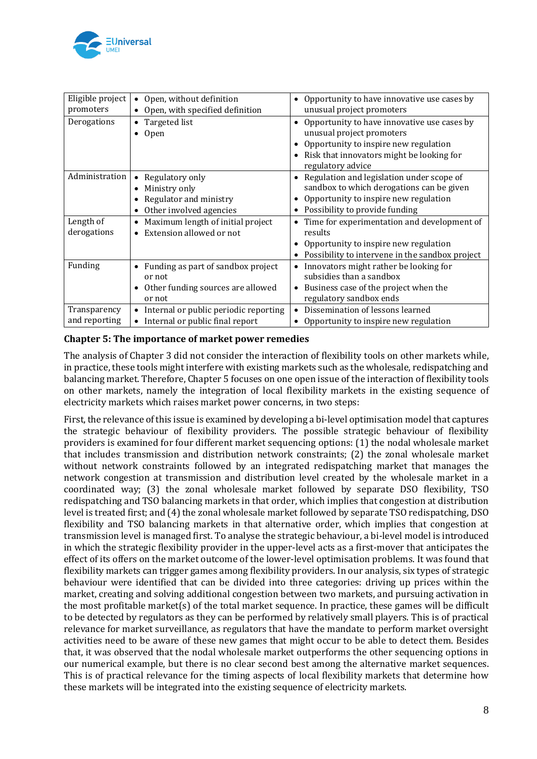| Eligible project promoters | • Open, without definition<br>• Open, with specified definition | • Opportunity to have innovative use cases by unusual project promoters |
|---|---|---|
| Derogations | • Targeted list<br>• Open | • Opportunity to have innovative use cases by unusual project promoters<br>• Opportunity to inspire new regulation<br>• Risk that innovators might be looking for regulatory advice |
| Administration | • Regulatory only<br>• Ministry only<br>• Regulator and ministry<br>• Other involved agencies | • Regulation and legislation under scope of sandbox to which derogations can be given<br>• Opportunity to inspire new regulation<br>• Possibility to provide funding |
| Length of derogations | • Maximum length of initial project<br>• Extension allowed or not | • Time for experimentation and development of results<br>• Opportunity to inspire new regulation<br>• Possibility to intervene in the sandbox project |
| Funding | • Funding as part of sandbox project or not<br>• Other funding sources are allowed or not | • Innovators might rather be looking for subsidies than a sandbox<br>• Business case of the project when the regulatory sandbox ends |
| Transparency and reporting | • Internal or public periodic reporting<br>• Internal or public final report | • Dissemination of lessons learned<br>• Opportunity to inspire new regulation |

**Chapter 5: The importance of market power remedies**

The analysis of Chapter 3 did not consider the interaction of flexibility tools on other markets while, in practice, these tools might interfere with existing markets such as the wholesale, redispatching and balancing market. Therefore, Chapter 5 focuses on one open issue of the interaction of flexibility tools on other markets, namely the integration of local flexibility markets in the existing sequence of electricity markets which raises market power concerns, in two steps:

First, the relevance of this issue is examined by developing a bi-level optimisation model that captures the strategic behaviour of flexibility providers. The possible strategic behaviour of flexibility providers is examined for four different market sequencing options: (1) the nodal wholesale market that includes transmission and distribution network constraints; (2) the zonal wholesale market without network constraints followed by an integrated redispatching market that manages the network congestion at transmission and distribution level created by the wholesale market in a coordinated way; (3) the zonal wholesale market followed by separate DSO flexibility, TSO redispatching and TSO balancing markets in that order, which implies that congestion at distribution level is treated first; and (4) the zonal wholesale market followed by separate TSO redispatching, DSO flexibility and TSO balancing markets in that alternative order, which implies that congestion at transmission level is managed first. To analyse the strategic behaviour, a bi-level model is introduced in which the strategic flexibility provider in the upper-level acts as a first-mover that anticipates the effect of its offers on the market outcome of the lower-level optimisation problems. It was found that flexibility markets can trigger games among flexibility providers. In our analysis, six types of strategic behaviour were identified that can be divided into three categories: driving up prices within the market, creating and solving additional congestion between two markets, and pursuing activation in the most profitable market(s) of the total market sequence. In practice, these games will be difficult to be detected by regulators as they can be performed by relatively small players. This is of practical relevance for market surveillance, as regulators that have the mandate to perform market oversight activities need to be aware of these new games that might occur to be able to detect them. Besides that, it was observed that the nodal wholesale market outperforms the other sequencing options in our numerical example, but there is no clear second best among the alternative market sequences. This is of practical relevance for the timing aspects of local flexibility markets that determine how these markets will be integrated into the existing sequence of electricity markets.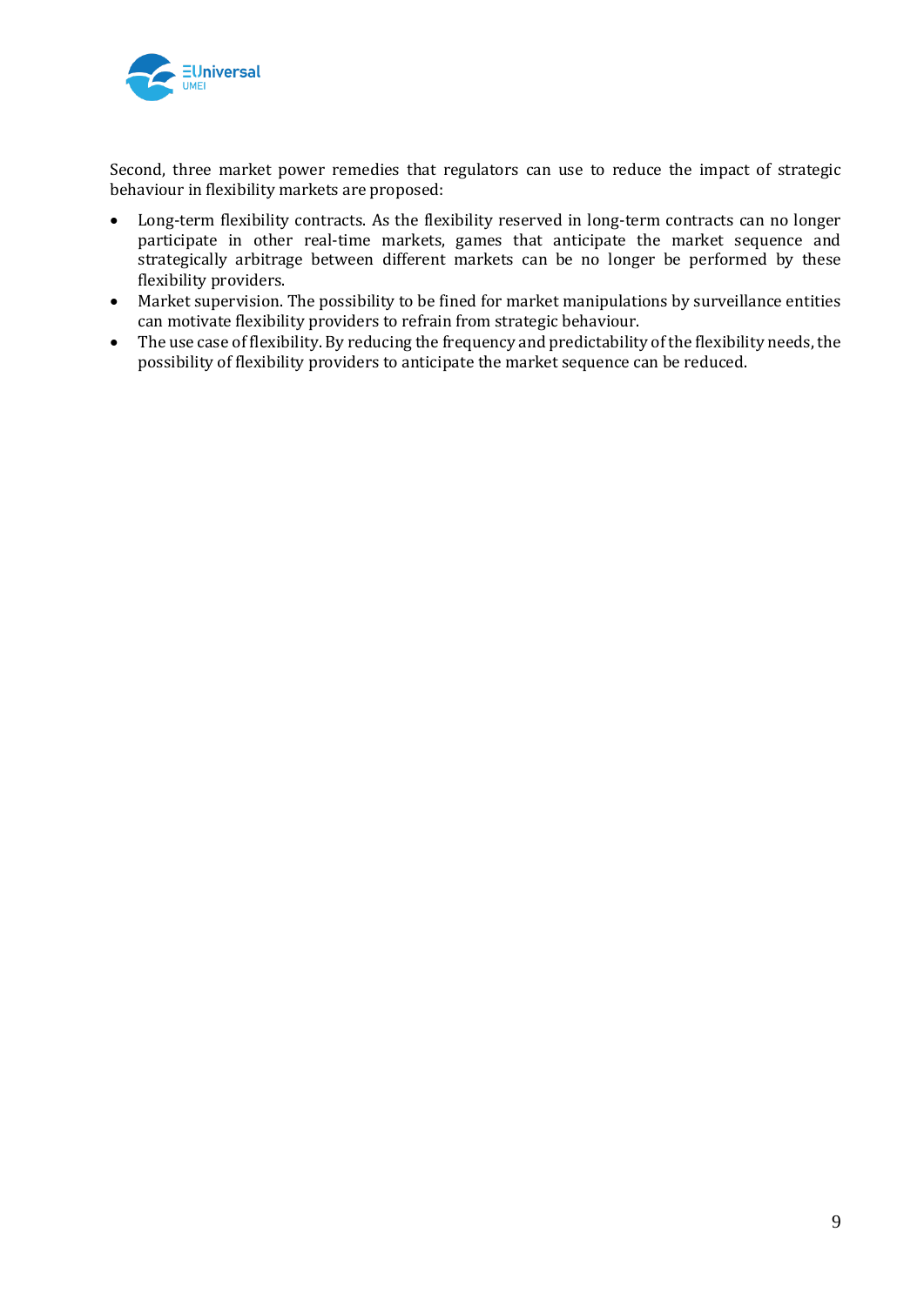Second, three market power remedies that regulators can use to reduce the impact of strategic behaviour in flexibility markets are proposed:

- Long-term flexibility contracts. As the flexibility reserved in long-term contracts can no longer participate in other real-time markets, games that anticipate the market sequence and strategically arbitrage between different markets can be no longer be performed by these flexibility providers.
- Market supervision. The possibility to be fined for market manipulations by surveillance entities can motivate flexibility providers to refrain from strategic behaviour.
- The use case of flexibility. By reducing the frequency and predictability of the flexibility needs, the possibility of flexibility providers to anticipate the market sequence can be reduced.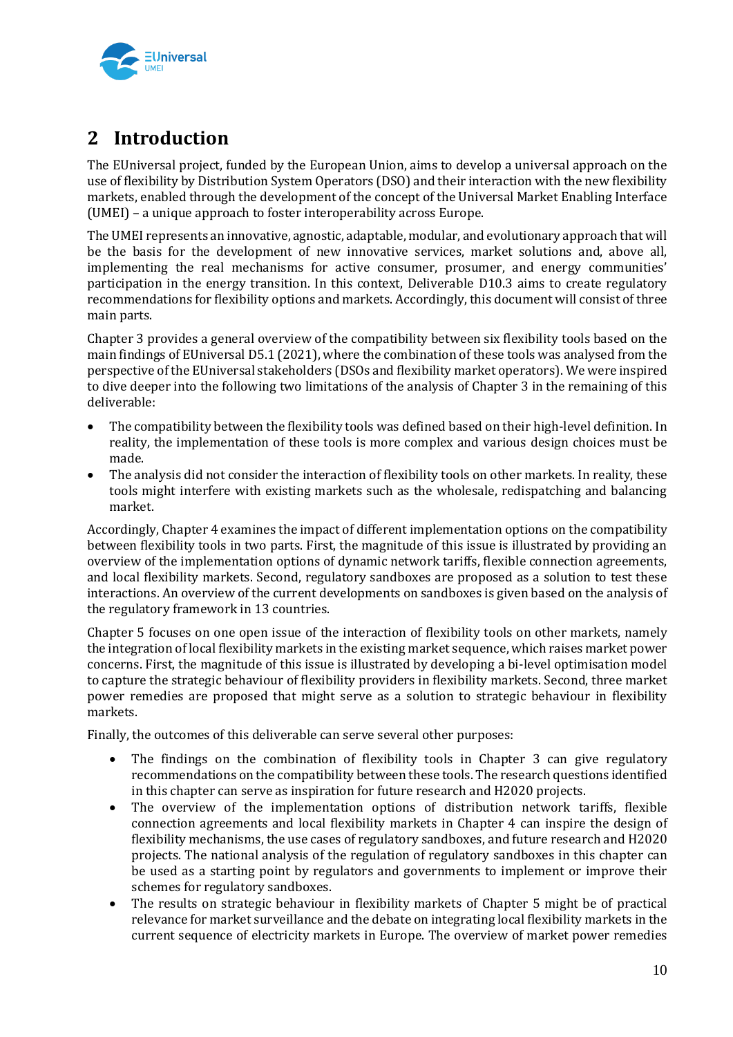# 2 Introduction

The EUniversal project, funded by the European Union, aims to develop a universal approach on the use of flexibility by Distribution System Operators (DSO) and their interaction with the new flexibility markets, enabled through the development of the concept of the Universal Market Enabling Interface (UMEI) – a unique approach to foster interoperability across Europe.

The UMEI represents an innovative, agnostic, adaptable, modular, and evolutionary approach that will be the basis for the development of new innovative services, market solutions and, above all, implementing the real mechanisms for active consumer, prosumer, and energy communities' participation in the energy transition. In this context, Deliverable D10.3 aims to create regulatory recommendations for flexibility options and markets. Accordingly, this document will consist of three main parts.

Chapter 3 provides a general overview of the compatibility between six flexibility tools based on the main findings of EUniversal D5.1 (2021), where the combination of these tools was analysed from the perspective of the EUniversal stakeholders (DSOs and flexibility market operators). We were inspired to dive deeper into the following two limitations of the analysis of Chapter 3 in the remaining of this deliverable:

- The compatibility between the flexibility tools was defined based on their high-level definition. In reality, the implementation of these tools is more complex and various design choices must be made.
- The analysis did not consider the interaction of flexibility tools on other markets. In reality, these tools might interfere with existing markets such as the wholesale, redispatching and balancing market.

Accordingly, Chapter 4 examines the impact of different implementation options on the compatibility between flexibility tools in two parts. First, the magnitude of this issue is illustrated by providing an overview of the implementation options of dynamic network tariffs, flexible connection agreements, and local flexibility markets. Second, regulatory sandboxes are proposed as a solution to test these interactions. An overview of the current developments on sandboxes is given based on the analysis of the regulatory framework in 13 countries.

Chapter 5 focuses on one open issue of the interaction of flexibility tools on other markets, namely the integration of local flexibility markets in the existing market sequence, which raises market power concerns. First, the magnitude of this issue is illustrated by developing a bi-level optimisation model to capture the strategic behaviour of flexibility providers in flexibility markets. Second, three market power remedies are proposed that might serve as a solution to strategic behaviour in flexibility markets.

Finally, the outcomes of this deliverable can serve several other purposes:

- The findings on the combination of flexibility tools in Chapter 3 can give regulatory recommendations on the compatibility between these tools. The research questions identified in this chapter can serve as inspiration for future research and H2020 projects.
- The overview of the implementation options of distribution network tariffs, flexible connection agreements and local flexibility markets in Chapter 4 can inspire the design of flexibility mechanisms, the use cases of regulatory sandboxes, and future research and H2020 projects. The national analysis of the regulation of regulatory sandboxes in this chapter can be used as a starting point by regulators and governments to implement or improve their schemes for regulatory sandboxes.
- The results on strategic behaviour in flexibility markets of Chapter 5 might be of practical relevance for market surveillance and the debate on integrating local flexibility markets in the current sequence of electricity markets in Europe. The overview of market power remedies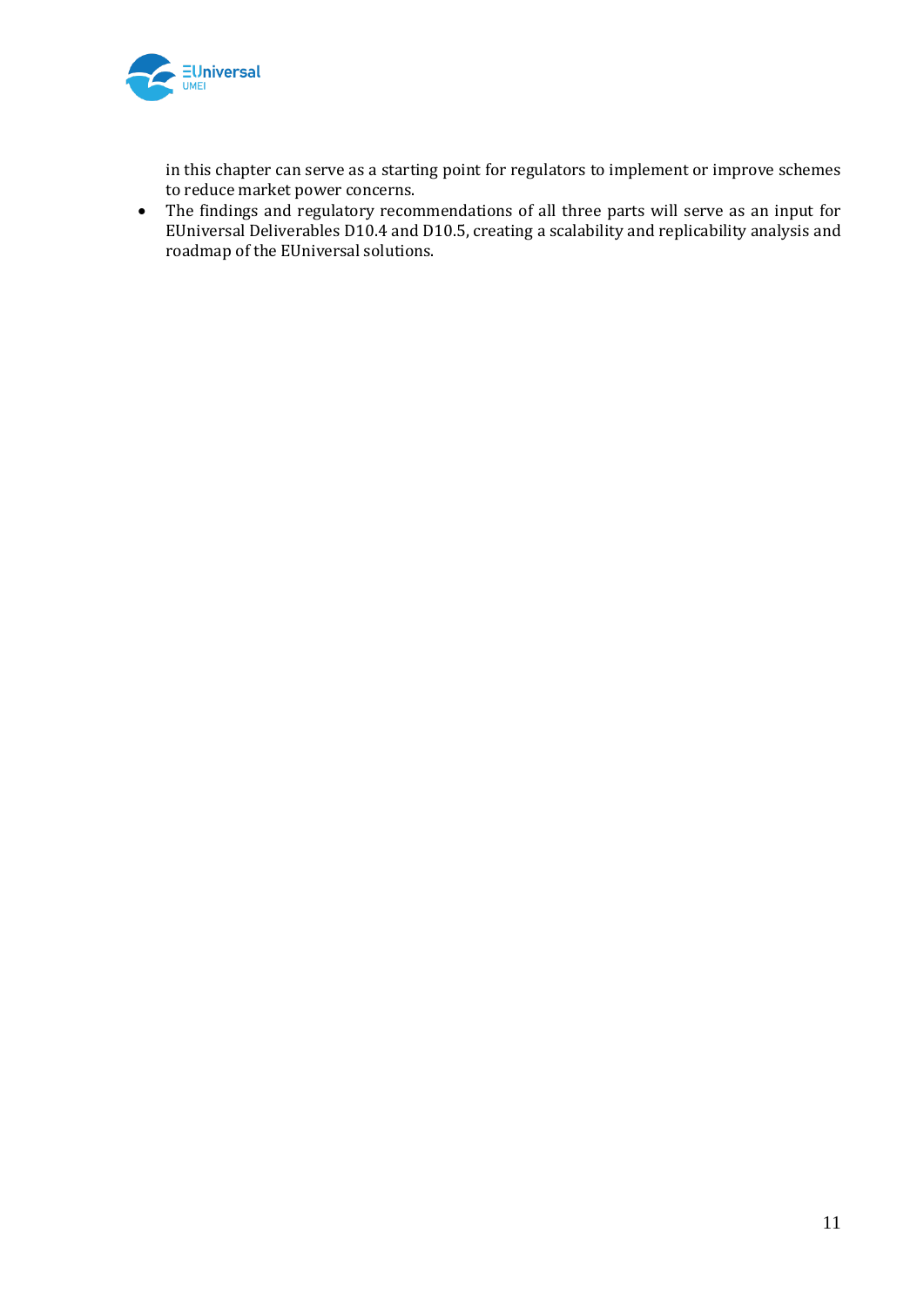in this chapter can serve as a starting point for regulators to implement or improve schemes to reduce market power concerns.

- The findings and regulatory recommendations of all three parts will serve as an input for EUniversal Deliverables D10.4 and D10.5, creating a scalability and replicability analysis and roadmap of the EUniversal solutions.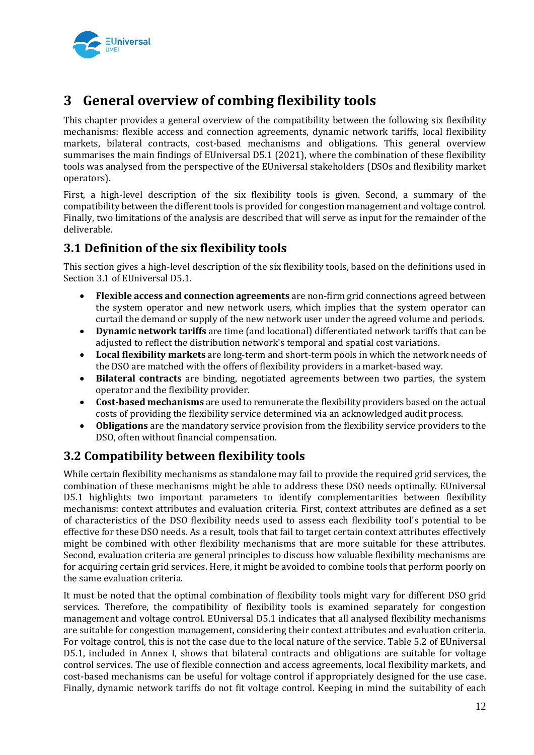# 3 General overview of combing flexibility tools

This chapter provides a general overview of the compatibility between the following six flexibility mechanisms: flexible access and connection agreements, dynamic network tariffs, local flexibility markets, bilateral contracts, cost-based mechanisms and obligations. This general overview summarises the main findings of EUniversal D5.1 (2021), where the combination of these flexibility tools was analysed from the perspective of the EUniversal stakeholders (DSOs and flexibility market operators).

First, a high-level description of the six flexibility tools is given. Second, a summary of the compatibility between the different tools is provided for congestion management and voltage control. Finally, two limitations of the analysis are described that will serve as input for the remainder of the deliverable.

## 3.1 Definition of the six flexibility tools

This section gives a high-level description of the six flexibility tools, based on the definitions used in Section 3.1 of EUniversal D5.1.

- **Flexible access and connection agreements** are non-firm grid connections agreed between the system operator and new network users, which implies that the system operator can curtail the demand or supply of the new network user under the agreed volume and periods.
- **Dynamic network tariffs** are time (and locational) differentiated network tariffs that can be adjusted to reflect the distribution network's temporal and spatial cost variations.
- **Local flexibility markets** are long-term and short-term pools in which the network needs of the DSO are matched with the offers of flexibility providers in a market-based way.
- **Bilateral contracts** are binding, negotiated agreements between two parties, the system operator and the flexibility provider.
- **Cost-based mechanisms** are used to remunerate the flexibility providers based on the actual costs of providing the flexibility service determined via an acknowledged audit process.
- **Obligations** are the mandatory service provision from the flexibility service providers to the DSO, often without financial compensation.

## 3.2 Compatibility between flexibility tools

While certain flexibility mechanisms as standalone may fail to provide the required grid services, the combination of these mechanisms might be able to address these DSO needs optimally. EUniversal D5.1 highlights two important parameters to identify complementarities between flexibility mechanisms: context attributes and evaluation criteria. First, context attributes are defined as a set of characteristics of the DSO flexibility needs used to assess each flexibility tool's potential to be effective for these DSO needs. As a result, tools that fail to target certain context attributes effectively might be combined with other flexibility mechanisms that are more suitable for these attributes. Second, evaluation criteria are general principles to discuss how valuable flexibility mechanisms are for acquiring certain grid services. Here, it might be avoided to combine tools that perform poorly on the same evaluation criteria.

It must be noted that the optimal combination of flexibility tools might vary for different DSO grid services. Therefore, the compatibility of flexibility tools is examined separately for congestion management and voltage control. EUniversal D5.1 indicates that all analysed flexibility mechanisms are suitable for congestion management, considering their context attributes and evaluation criteria. For voltage control, this is not the case due to the local nature of the service. Table 5.2 of EUniversal D5.1, included in Annex I, shows that bilateral contracts and obligations are suitable for voltage control services. The use of flexible connection and access agreements, local flexibility markets, and cost-based mechanisms can be useful for voltage control if appropriately designed for the use case. Finally, dynamic network tariffs do not fit voltage control. Keeping in mind the suitability of each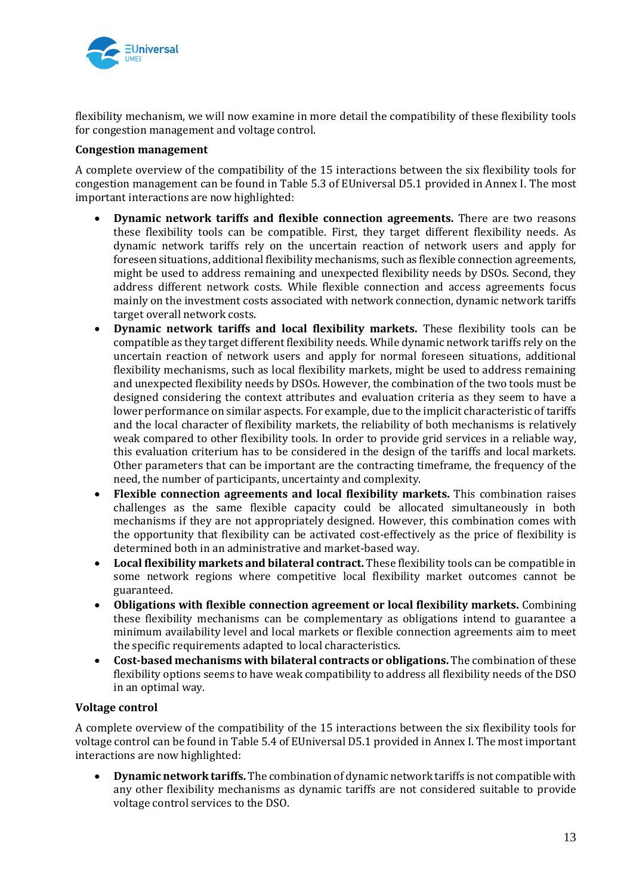flexibility mechanism, we will now examine in more detail the compatibility of these flexibility tools for congestion management and voltage control.

**Congestion management**

A complete overview of the compatibility of the 15 interactions between the six flexibility tools for congestion management can be found in Table 5.3 of EUniversal D5.1 provided in Annex I. The most important interactions are now highlighted:

- **Dynamic network tariffs and flexible connection agreements.** There are two reasons these flexibility tools can be compatible. First, they target different flexibility needs. As dynamic network tariffs rely on the uncertain reaction of network users and apply for foreseen situations, additional flexibility mechanisms, such as flexible connection agreements, might be used to address remaining and unexpected flexibility needs by DSOs. Second, they address different network costs. While flexible connection and access agreements focus mainly on the investment costs associated with network connection, dynamic network tariffs target overall network costs.
- **Dynamic network tariffs and local flexibility markets.** These flexibility tools can be compatible as they target different flexibility needs. While dynamic network tariffs rely on the uncertain reaction of network users and apply for normal foreseen situations, additional flexibility mechanisms, such as local flexibility markets, might be used to address remaining and unexpected flexibility needs by DSOs. However, the combination of the two tools must be designed considering the context attributes and evaluation criteria as they seem to have a lower performance on similar aspects. For example, due to the implicit characteristic of tariffs and the local character of flexibility markets, the reliability of both mechanisms is relatively weak compared to other flexibility tools. In order to provide grid services in a reliable way, this evaluation criterium has to be considered in the design of the tariffs and local markets. Other parameters that can be important are the contracting timeframe, the frequency of the need, the number of participants, uncertainty and complexity.
- **Flexible connection agreements and local flexibility markets.** This combination raises challenges as the same flexible capacity could be allocated simultaneously in both mechanisms if they are not appropriately designed. However, this combination comes with the opportunity that flexibility can be activated cost-effectively as the price of flexibility is determined both in an administrative and market-based way.
- **Local flexibility markets and bilateral contract.** These flexibility tools can be compatible in some network regions where competitive local flexibility market outcomes cannot be guaranteed.
- **Obligations with flexible connection agreement or local flexibility markets.** Combining these flexibility mechanisms can be complementary as obligations intend to guarantee a minimum availability level and local markets or flexible connection agreements aim to meet the specific requirements adapted to local characteristics.
- **Cost-based mechanisms with bilateral contracts or obligations.** The combination of these flexibility options seems to have weak compatibility to address all flexibility needs of the DSO in an optimal way.

**Voltage control**

A complete overview of the compatibility of the 15 interactions between the six flexibility tools for voltage control can be found in Table 5.4 of EUniversal D5.1 provided in Annex I. The most important interactions are now highlighted:

- **Dynamic network tariffs.** The combination of dynamic network tariffs is not compatible with any other flexibility mechanisms as dynamic tariffs are not considered suitable to provide voltage control services to the DSO.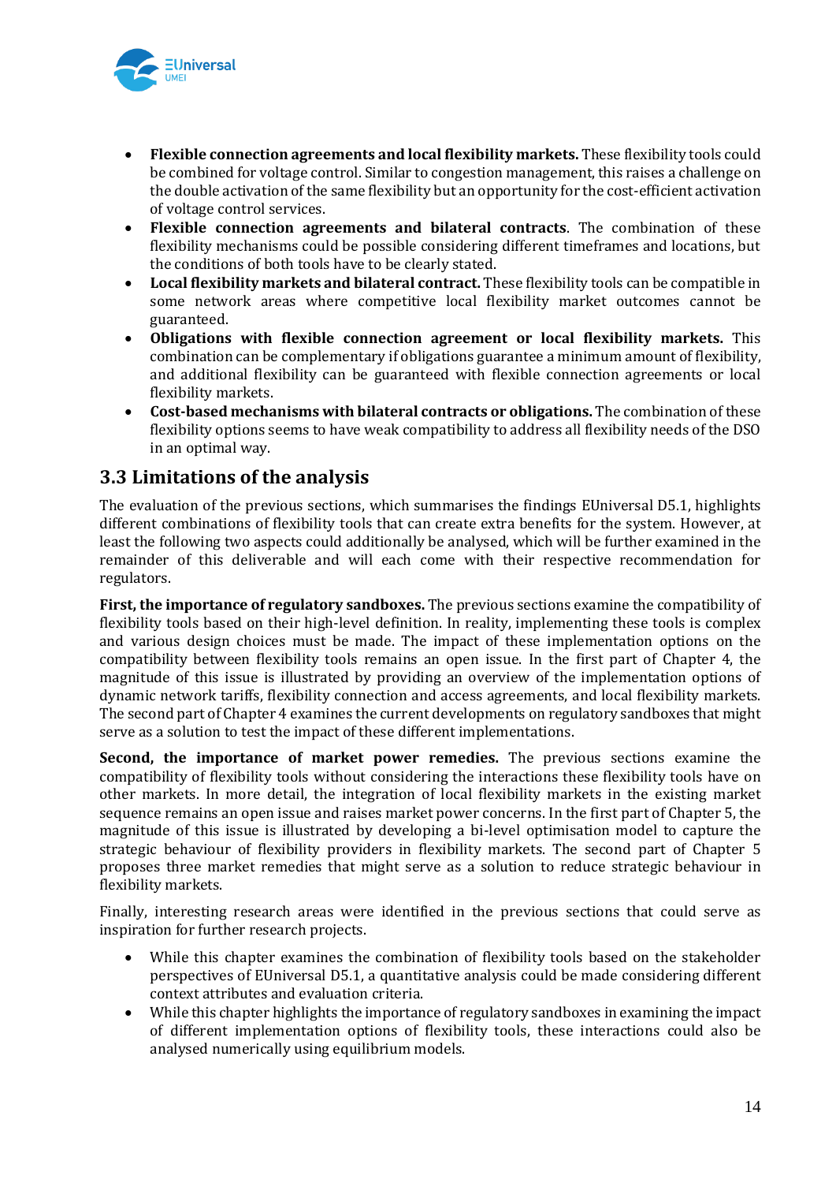- **Flexible connection agreements and local flexibility markets.** These flexibility tools could be combined for voltage control. Similar to congestion management, this raises a challenge on the double activation of the same flexibility but an opportunity for the cost-efficient activation of voltage control services.
- **Flexible connection agreements and bilateral contracts**. The combination of these flexibility mechanisms could be possible considering different timeframes and locations, but the conditions of both tools have to be clearly stated.
- **Local flexibility markets and bilateral contract.** These flexibility tools can be compatible in some network areas where competitive local flexibility market outcomes cannot be guaranteed.
- **Obligations with flexible connection agreement or local flexibility markets.** This combination can be complementary if obligations guarantee a minimum amount of flexibility, and additional flexibility can be guaranteed with flexible connection agreements or local flexibility markets.
- **Cost-based mechanisms with bilateral contracts or obligations.** The combination of these flexibility options seems to have weak compatibility to address all flexibility needs of the DSO in an optimal way.

## 3.3 Limitations of the analysis

The evaluation of the previous sections, which summarises the findings EUniversal D5.1, highlights different combinations of flexibility tools that can create extra benefits for the system. However, at least the following two aspects could additionally be analysed, which will be further examined in the remainder of this deliverable and will each come with their respective recommendation for regulators.

**First, the importance of regulatory sandboxes.** The previous sections examine the compatibility of flexibility tools based on their high-level definition. In reality, implementing these tools is complex and various design choices must be made. The impact of these implementation options on the compatibility between flexibility tools remains an open issue. In the first part of Chapter 4, the magnitude of this issue is illustrated by providing an overview of the implementation options of dynamic network tariffs, flexibility connection and access agreements, and local flexibility markets. The second part of Chapter 4 examines the current developments on regulatory sandboxes that might serve as a solution to test the impact of these different implementations.

**Second, the importance of market power remedies.** The previous sections examine the compatibility of flexibility tools without considering the interactions these flexibility tools have on other markets. In more detail, the integration of local flexibility markets in the existing market sequence remains an open issue and raises market power concerns. In the first part of Chapter 5, the magnitude of this issue is illustrated by developing a bi-level optimisation model to capture the strategic behaviour of flexibility providers in flexibility markets. The second part of Chapter 5 proposes three market remedies that might serve as a solution to reduce strategic behaviour in flexibility markets.

Finally, interesting research areas were identified in the previous sections that could serve as inspiration for further research projects.

- While this chapter examines the combination of flexibility tools based on the stakeholder perspectives of EUniversal D5.1, a quantitative analysis could be made considering different context attributes and evaluation criteria.
- While this chapter highlights the importance of regulatory sandboxes in examining the impact of different implementation options of flexibility tools, these interactions could also be analysed numerically using equilibrium models.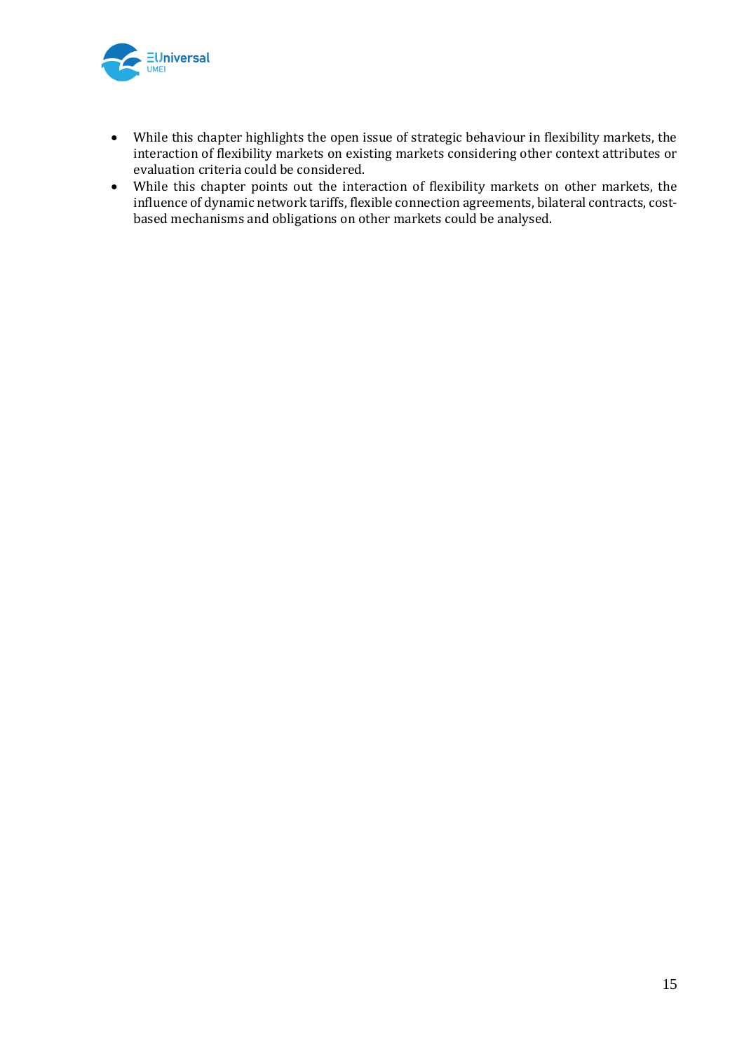- While this chapter highlights the open issue of strategic behaviour in flexibility markets, the interaction of flexibility markets on existing markets considering other context attributes or evaluation criteria could be considered.
- While this chapter points out the interaction of flexibility markets on other markets, the influence of dynamic network tariffs, flexible connection agreements, bilateral contracts, cost-based mechanisms and obligations on other markets could be analysed.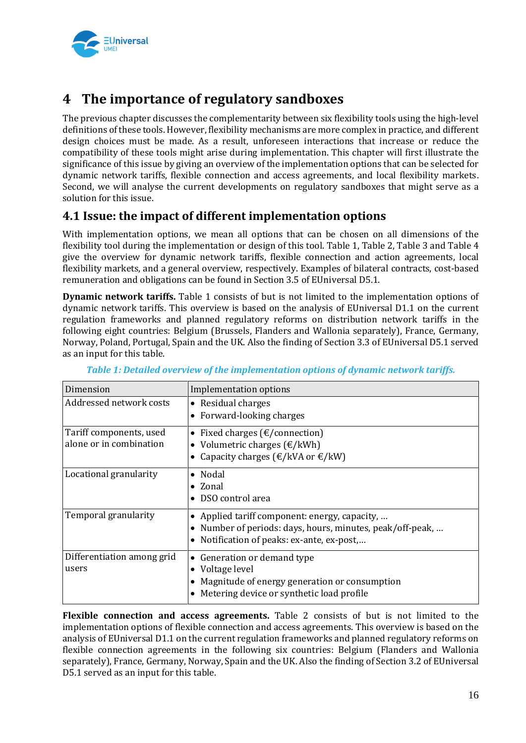# 4 The importance of regulatory sandboxes

The previous chapter discusses the complementarity between six flexibility tools using the high-level definitions of these tools. However, flexibility mechanisms are more complex in practice, and different design choices must be made. As a result, unforeseen interactions that increase or reduce the compatibility of these tools might arise during implementation. This chapter will first illustrate the significance of this issue by giving an overview of the implementation options that can be selected for dynamic network tariffs, flexible connection and access agreements, and local flexibility markets. Second, we will analyse the current developments on regulatory sandboxes that might serve as a solution for this issue.

## 4.1 Issue: the impact of different implementation options

With implementation options, we mean all options that can be chosen on all dimensions of the flexibility tool during the implementation or design of this tool. Table 1, Table 2, Table 3 and Table 4 give the overview for dynamic network tariffs, flexible connection and action agreements, local flexibility markets, and a general overview, respectively. Examples of bilateral contracts, cost-based remuneration and obligations can be found in Section 3.5 of EUniversal D5.1.

**Dynamic network tariffs.** Table 1 consists of but is not limited to the implementation options of dynamic network tariffs. This overview is based on the analysis of EUniversal D1.1 on the current regulation frameworks and planned regulatory reforms on distribution network tariffs in the following eight countries: Belgium (Brussels, Flanders and Wallonia separately), France, Germany, Norway, Poland, Portugal, Spain and the UK. Also the finding of Section 3.3 of EUniversal D5.1 served as an input for this table.

*Table 1: Detailed overview of the implementation options of dynamic network tariffs.*

| Dimension | Implementation options |
|---|---|
| Addressed network costs | • Residual charges<br>• Forward-looking charges |
| Tariff components, used alone or in combination | • Fixed charges (€/connection)<br>• Volumetric charges (€/kWh)<br>• Capacity charges (€/kVA or €/kW) |
| Locational granularity | • Nodal<br>• Zonal<br>• DSO control area |
| Temporal granularity | • Applied tariff component: energy, capacity, …<br>• Number of periods: days, hours, minutes, peak/off-peak, …<br>• Notification of peaks: ex-ante, ex-post,… |
| Differentiation among grid users | • Generation or demand type<br>• Voltage level<br>• Magnitude of energy generation or consumption<br>• Metering device or synthetic load profile |

**Flexible connection and access agreements.** Table 2 consists of but is not limited to the implementation options of flexible connection and access agreements. This overview is based on the analysis of EUniversal D1.1 on the current regulation frameworks and planned regulatory reforms on flexible connection agreements in the following six countries: Belgium (Flanders and Wallonia separately), France, Germany, Norway, Spain and the UK. Also the finding of Section 3.2 of EUniversal D5.1 served as an input for this table.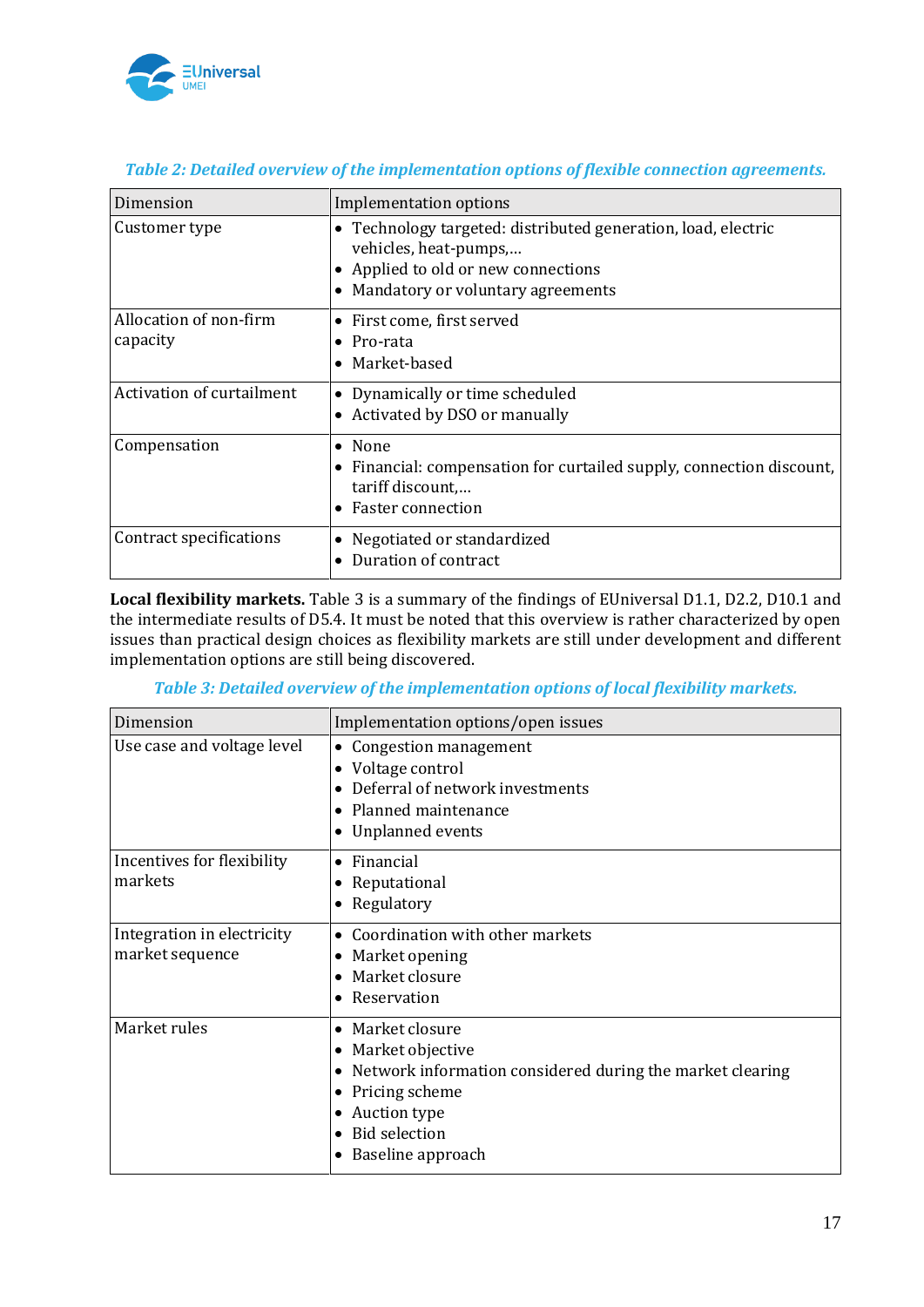*Table 2: Detailed overview of the implementation options of flexible connection agreements.*

| Dimension | Implementation options |
| --- | --- |
| Customer type | • Technology targeted: distributed generation, load, electric vehicles, heat-pumps,… <br> • Applied to old or new connections <br> • Mandatory or voluntary agreements |
| Allocation of non-firm capacity | • First come, first served <br> • Pro-rata <br> • Market-based |
| Activation of curtailment | • Dynamically or time scheduled <br> • Activated by DSO or manually |
| Compensation | • None <br> • Financial: compensation for curtailed supply, connection discount, tariff discount,… <br> • Faster connection |
| Contract specifications | • Negotiated or standardized <br> • Duration of contract |

**Local flexibility markets.** Table 3 is a summary of the findings of EUniversal D1.1, D2.2, D10.1 and the intermediate results of D5.4. It must be noted that this overview is rather characterized by open issues than practical design choices as flexibility markets are still under development and different implementation options are still being discovered.

*Table 3: Detailed overview of the implementation options of local flexibility markets.*

| Dimension | Implementation options/open issues |
| --- | --- |
| Use case and voltage level | • Congestion management <br> • Voltage control <br> • Deferral of network investments <br> • Planned maintenance <br> • Unplanned events |
| Incentives for flexibility markets | • Financial <br> • Reputational <br> • Regulatory |
| Integration in electricity market sequence | • Coordination with other markets <br> • Market opening <br> • Market closure <br> • Reservation |
| Market rules | • Market closure <br> • Market objective <br> • Network information considered during the market clearing <br> • Pricing scheme <br> • Auction type <br> • Bid selection <br> • Baseline approach |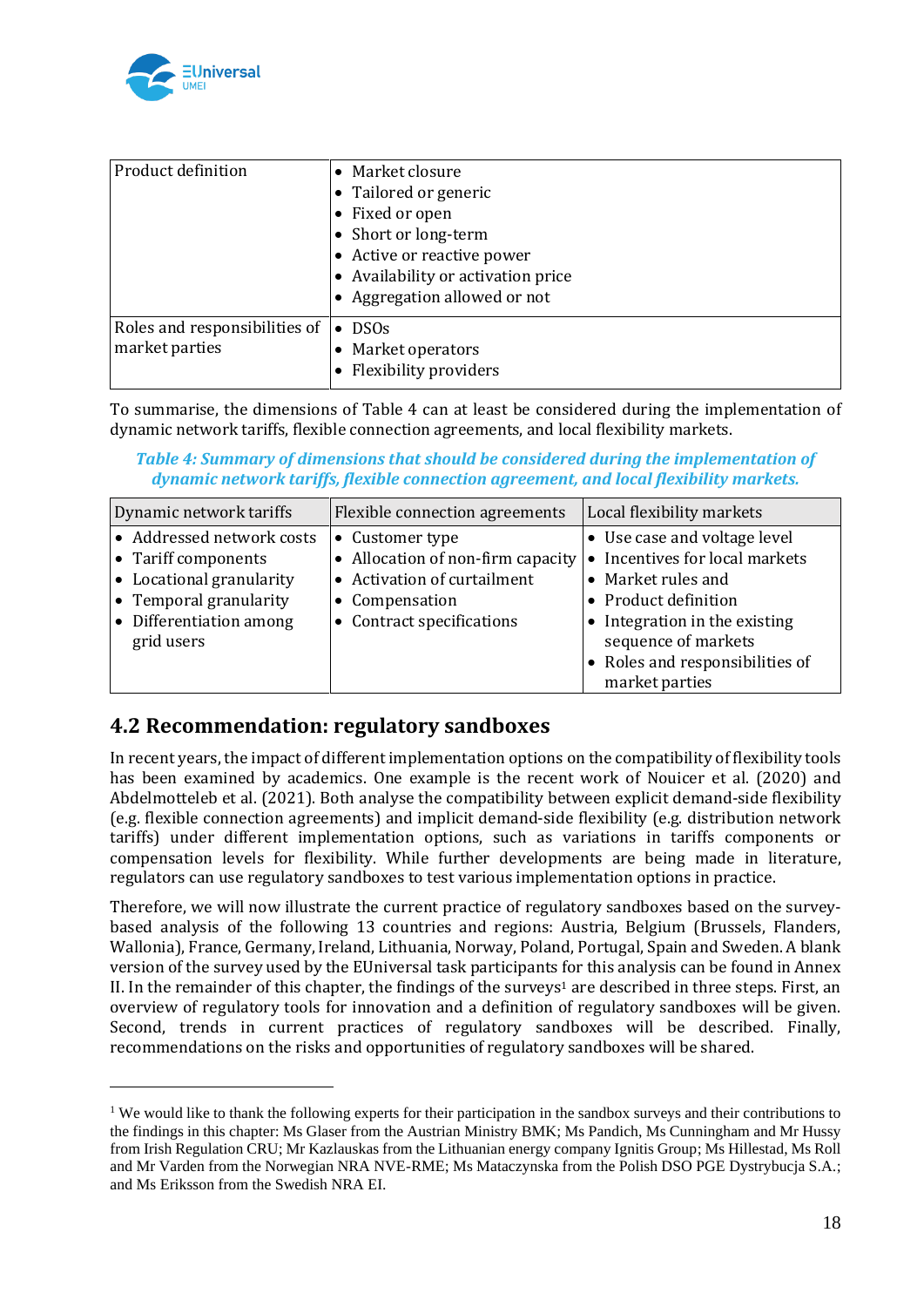| | |
|---|---|
| Product definition | • Market closure<br>• Tailored or generic<br>• Fixed or open<br>• Short or long-term<br>• Active or reactive power<br>• Availability or activation price<br>• Aggregation allowed or not |
| Roles and responsibilities of market parties | • DSOs<br>• Market operators<br>• Flexibility providers |

To summarise, the dimensions of Table 4 can at least be considered during the implementation of dynamic network tariffs, flexible connection agreements, and local flexibility markets.

*Table 4: Summary of dimensions that should be considered during the implementation of dynamic network tariffs, flexible connection agreement, and local flexibility markets.*

| Dynamic network tariffs | Flexible connection agreements | Local flexibility markets |
|---|---|---|
| • Addressed network costs<br>• Tariff components<br>• Locational granularity<br>• Temporal granularity<br>• Differentiation among grid users | • Customer type<br>• Allocation of non-firm capacity<br>• Activation of curtailment<br>• Compensation<br>• Contract specifications | • Use case and voltage level<br>• Incentives for local markets<br>• Market rules and<br>• Product definition<br>• Integration in the existing sequence of markets<br>• Roles and responsibilities of market parties |

## 4.2 Recommendation: regulatory sandboxes

In recent years, the impact of different implementation options on the compatibility of flexibility tools has been examined by academics. One example is the recent work of Nouicer et al. (2020) and Abdelmotteleb et al. (2021). Both analyse the compatibility between explicit demand-side flexibility (e.g. flexible connection agreements) and implicit demand-side flexibility (e.g. distribution network tariffs) under different implementation options, such as variations in tariffs components or compensation levels for flexibility. While further developments are being made in literature, regulators can use regulatory sandboxes to test various implementation options in practice.

Therefore, we will now illustrate the current practice of regulatory sandboxes based on the survey-based analysis of the following 13 countries and regions: Austria, Belgium (Brussels, Flanders, Wallonia), France, Germany, Ireland, Lithuania, Norway, Poland, Portugal, Spain and Sweden. A blank version of the survey used by the EUniversal task participants for this analysis can be found in Annex II. In the remainder of this chapter, the findings of the surveys[1] are described in three steps. First, an overview of regulatory tools for innovation and a definition of regulatory sandboxes will be given. Second, trends in current practices of regulatory sandboxes will be described. Finally, recommendations on the risks and opportunities of regulatory sandboxes will be shared.

[1] We would like to thank the following experts for their participation in the sandbox surveys and their contributions to the findings in this chapter: Ms Glaser from the Austrian Ministry BMK; Ms Pandich, Ms Cunningham and Mr Hussy from Irish Regulation CRU; Mr Kazlauskas from the Lithuanian energy company Ignitis Group; Ms Hillestad, Ms Roll and Mr Varden from the Norwegian NRA NVE-RME; Ms Mataczynska from the Polish DSO PGE Dystrybucja S.A.; and Ms Eriksson from the Swedish NRA EI.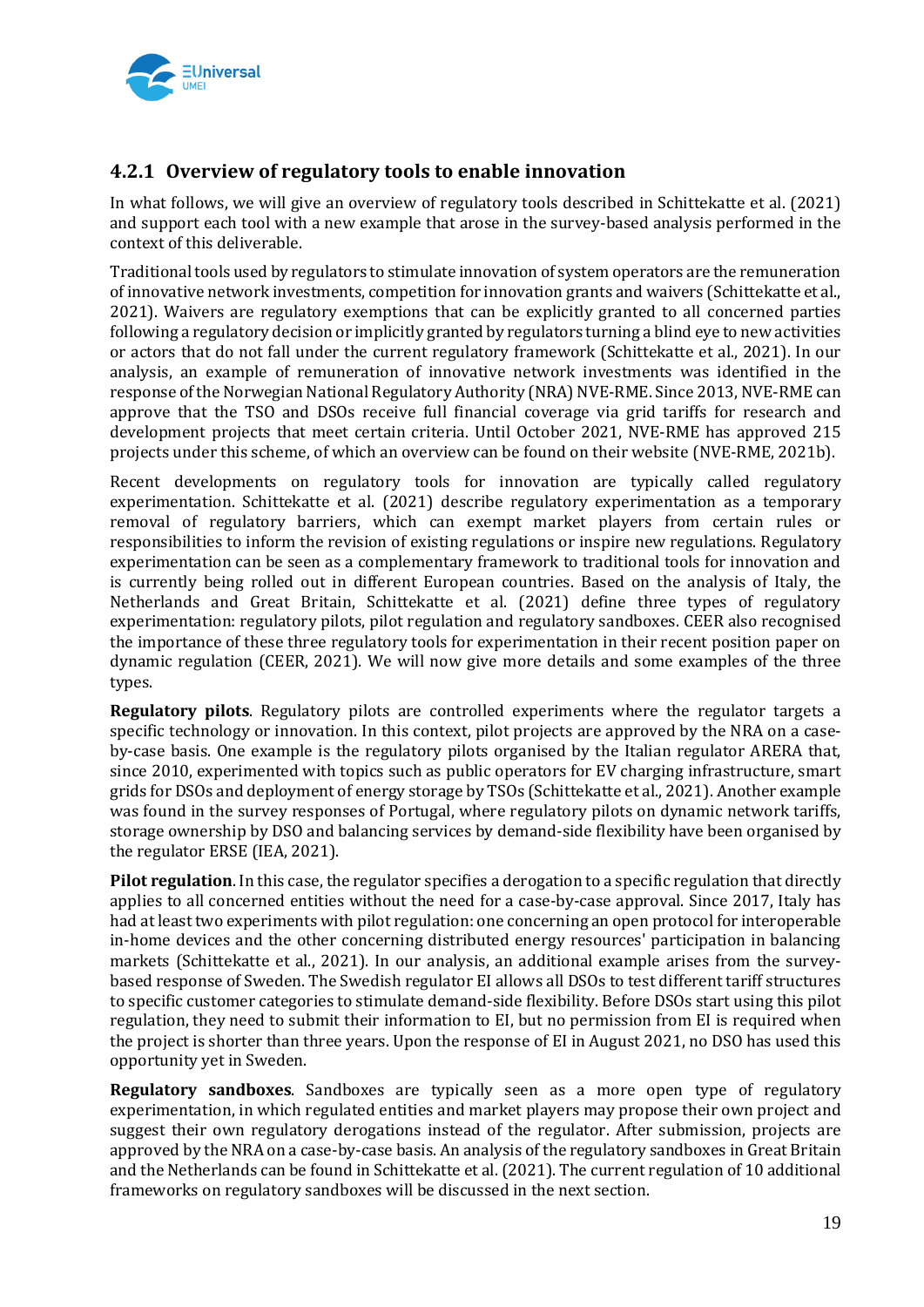### 4.2.1 Overview of regulatory tools to enable innovation

In what follows, we will give an overview of regulatory tools described in Schittekatte et al. (2021) and support each tool with a new example that arose in the survey-based analysis performed in the context of this deliverable.

Traditional tools used by regulators to stimulate innovation of system operators are the remuneration of innovative network investments, competition for innovation grants and waivers (Schittekatte et al., 2021). Waivers are regulatory exemptions that can be explicitly granted to all concerned parties following a regulatory decision or implicitly granted by regulators turning a blind eye to new activities or actors that do not fall under the current regulatory framework (Schittekatte et al., 2021). In our analysis, an example of remuneration of innovative network investments was identified in the response of the Norwegian National Regulatory Authority (NRA) NVE-RME. Since 2013, NVE-RME can approve that the TSO and DSOs receive full financial coverage via grid tariffs for research and development projects that meet certain criteria. Until October 2021, NVE-RME has approved 215 projects under this scheme, of which an overview can be found on their website (NVE-RME, 2021b).

Recent developments on regulatory tools for innovation are typically called regulatory experimentation. Schittekatte et al. (2021) describe regulatory experimentation as a temporary removal of regulatory barriers, which can exempt market players from certain rules or responsibilities to inform the revision of existing regulations or inspire new regulations. Regulatory experimentation can be seen as a complementary framework to traditional tools for innovation and is currently being rolled out in different European countries. Based on the analysis of Italy, the Netherlands and Great Britain, Schittekatte et al. (2021) define three types of regulatory experimentation: regulatory pilots, pilot regulation and regulatory sandboxes. CEER also recognised the importance of these three regulatory tools for experimentation in their recent position paper on dynamic regulation (CEER, 2021). We will now give more details and some examples of the three types.

**Regulatory pilots**. Regulatory pilots are controlled experiments where the regulator targets a specific technology or innovation. In this context, pilot projects are approved by the NRA on a case-by-case basis. One example is the regulatory pilots organised by the Italian regulator ARERA that, since 2010, experimented with topics such as public operators for EV charging infrastructure, smart grids for DSOs and deployment of energy storage by TSOs (Schittekatte et al., 2021). Another example was found in the survey responses of Portugal, where regulatory pilots on dynamic network tariffs, storage ownership by DSO and balancing services by demand-side flexibility have been organised by the regulator ERSE (IEA, 2021).

**Pilot regulation**. In this case, the regulator specifies a derogation to a specific regulation that directly applies to all concerned entities without the need for a case-by-case approval. Since 2017, Italy has had at least two experiments with pilot regulation: one concerning an open protocol for interoperable in-home devices and the other concerning distributed energy resources' participation in balancing markets (Schittekatte et al., 2021). In our analysis, an additional example arises from the survey-based response of Sweden. The Swedish regulator EI allows all DSOs to test different tariff structures to specific customer categories to stimulate demand-side flexibility. Before DSOs start using this pilot regulation, they need to submit their information to EI, but no permission from EI is required when the project is shorter than three years. Upon the response of EI in August 2021, no DSO has used this opportunity yet in Sweden.

**Regulatory sandboxes**. Sandboxes are typically seen as a more open type of regulatory experimentation, in which regulated entities and market players may propose their own project and suggest their own regulatory derogations instead of the regulator. After submission, projects are approved by the NRA on a case-by-case basis. An analysis of the regulatory sandboxes in Great Britain and the Netherlands can be found in Schittekatte et al. (2021). The current regulation of 10 additional frameworks on regulatory sandboxes will be discussed in the next section.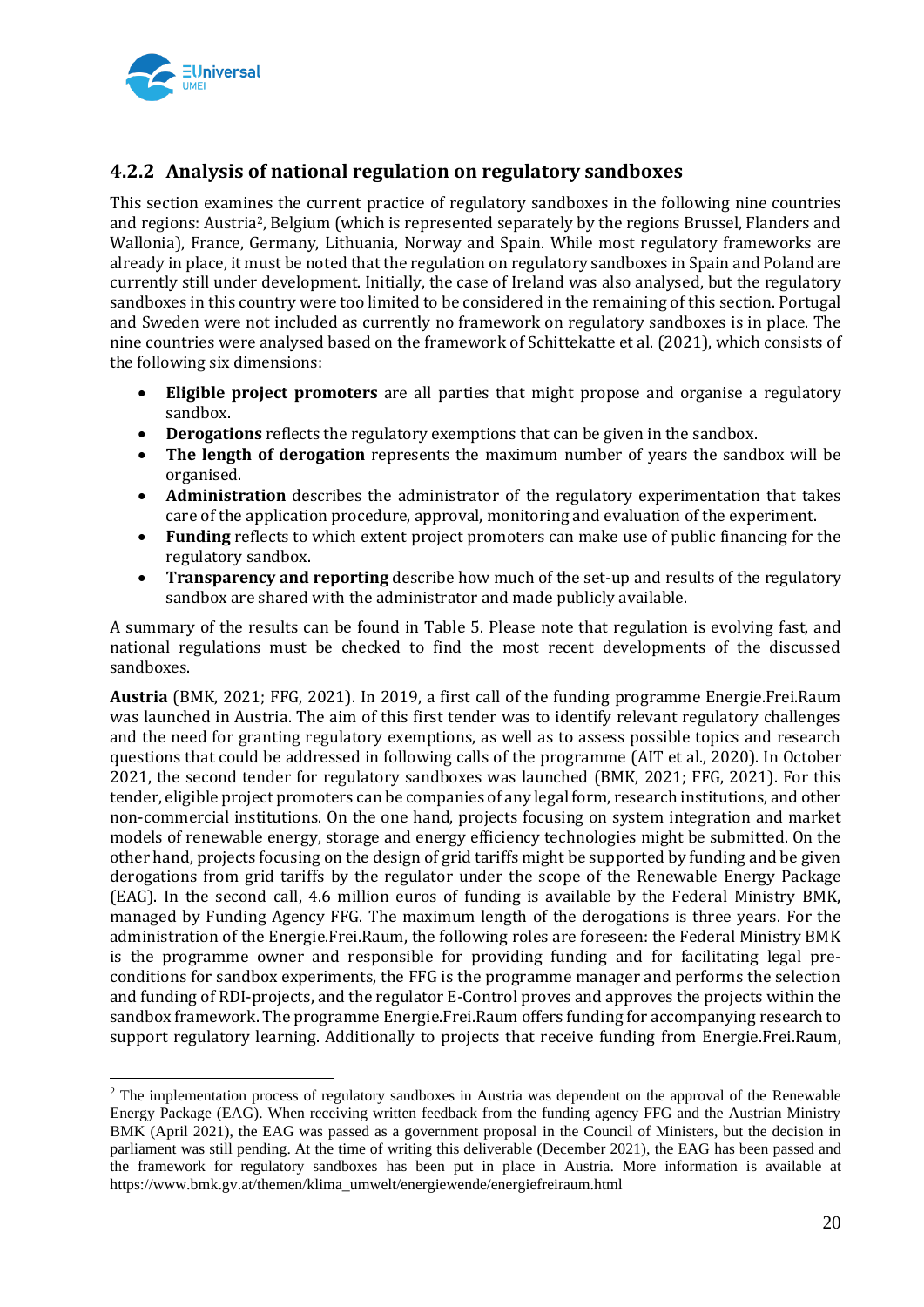### 4.2.2 Analysis of national regulation on regulatory sandboxes

This section examines the current practice of regulatory sandboxes in the following nine countries and regions: Austria[2], Belgium (which is represented separately by the regions Brussel, Flanders and Wallonia), France, Germany, Lithuania, Norway and Spain. While most regulatory frameworks are already in place, it must be noted that the regulation on regulatory sandboxes in Spain and Poland are currently still under development. Initially, the case of Ireland was also analysed, but the regulatory sandboxes in this country were too limited to be considered in the remaining of this section. Portugal and Sweden were not included as currently no framework on regulatory sandboxes is in place. The nine countries were analysed based on the framework of Schittekatte et al. (2021), which consists of the following six dimensions:

- **Eligible project promoters** are all parties that might propose and organise a regulatory sandbox.
- **Derogations** reflects the regulatory exemptions that can be given in the sandbox.
- **The length of derogation** represents the maximum number of years the sandbox will be organised.
- **Administration** describes the administrator of the regulatory experimentation that takes care of the application procedure, approval, monitoring and evaluation of the experiment.
- **Funding** reflects to which extent project promoters can make use of public financing for the regulatory sandbox.
- **Transparency and reporting** describe how much of the set-up and results of the regulatory sandbox are shared with the administrator and made publicly available.

A summary of the results can be found in Table 5. Please note that regulation is evolving fast, and national regulations must be checked to find the most recent developments of the discussed sandboxes.

**Austria** (BMK, 2021; FFG, 2021). In 2019, a first call of the funding programme Energie.Frei.Raum was launched in Austria. The aim of this first tender was to identify relevant regulatory challenges and the need for granting regulatory exemptions, as well as to assess possible topics and research questions that could be addressed in following calls of the programme (AIT et al., 2020). In October 2021, the second tender for regulatory sandboxes was launched (BMK, 2021; FFG, 2021). For this tender, eligible project promoters can be companies of any legal form, research institutions, and other non-commercial institutions. On the one hand, projects focusing on system integration and market models of renewable energy, storage and energy efficiency technologies might be submitted. On the other hand, projects focusing on the design of grid tariffs might be supported by funding and be given derogations from grid tariffs by the regulator under the scope of the Renewable Energy Package (EAG). In the second call, 4.6 million euros of funding is available by the Federal Ministry BMK, managed by Funding Agency FFG. The maximum length of the derogations is three years. For the administration of the Energie.Frei.Raum, the following roles are foreseen: the Federal Ministry BMK is the programme owner and responsible for providing funding and for facilitating legal pre-conditions for sandbox experiments, the FFG is the programme manager and performs the selection and funding of RDI-projects, and the regulator E-Control proves and approves the projects within the sandbox framework. The programme Energie.Frei.Raum offers funding for accompanying research to support regulatory learning. Additionally to projects that receive funding from Energie.Frei.Raum,

[2] The implementation process of regulatory sandboxes in Austria was dependent on the approval of the Renewable Energy Package (EAG). When receiving written feedback from the funding agency FFG and the Austrian Ministry BMK (April 2021), the EAG was passed as a government proposal in the Council of Ministers, but the decision in parliament was still pending. At the time of writing this deliverable (December 2021), the EAG has been passed and the framework for regulatory sandboxes has been put in place in Austria. More information is available at https://www.bmk.gv.at/themen/klima_umwelt/energiewende/energiefreiraum.html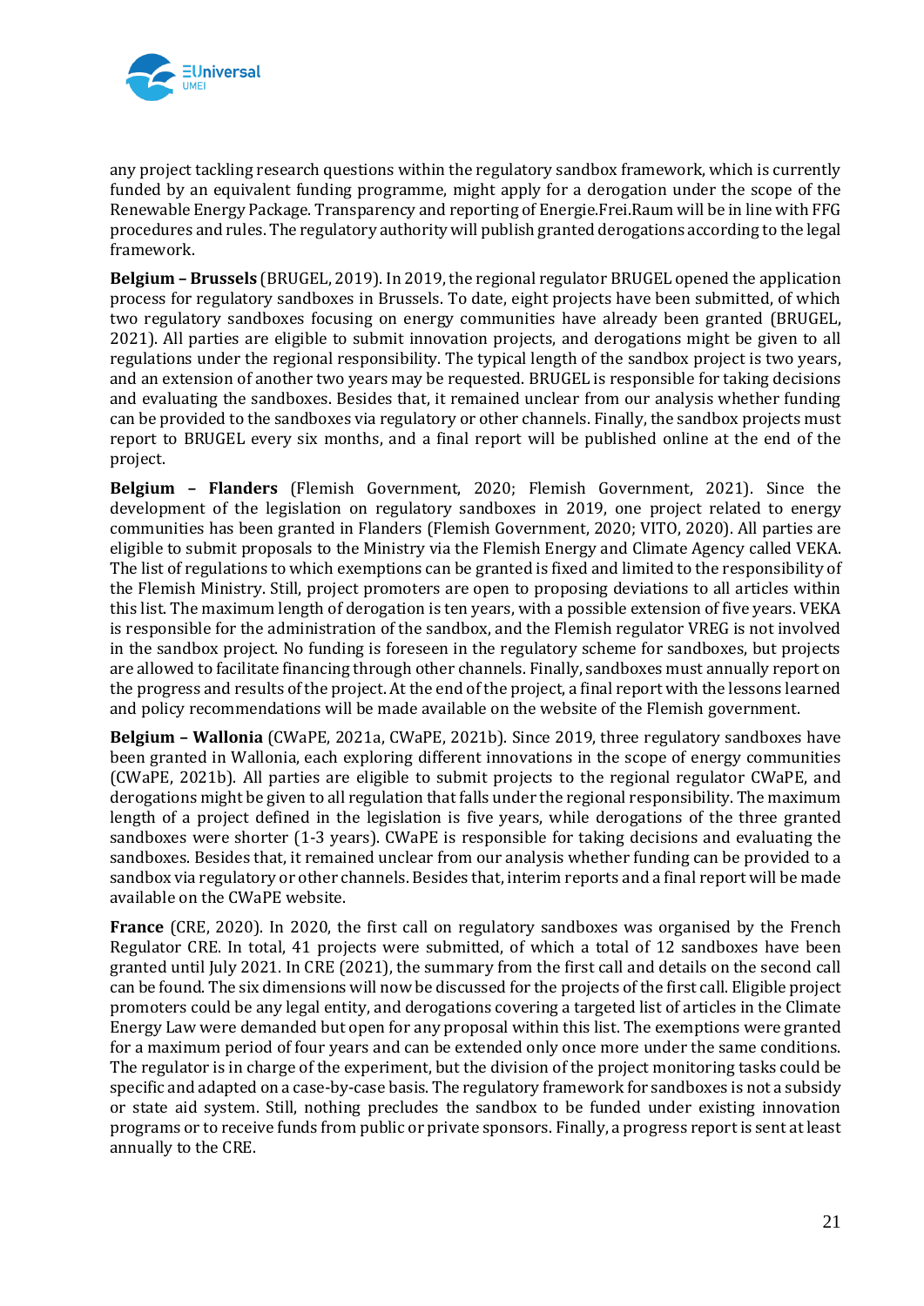any project tackling research questions within the regulatory sandbox framework, which is currently funded by an equivalent funding programme, might apply for a derogation under the scope of the Renewable Energy Package. Transparency and reporting of Energie.Frei.Raum will be in line with FFG procedures and rules. The regulatory authority will publish granted derogations according to the legal framework.

**Belgium – Brussels** (BRUGEL, 2019). In 2019, the regional regulator BRUGEL opened the application process for regulatory sandboxes in Brussels. To date, eight projects have been submitted, of which two regulatory sandboxes focusing on energy communities have already been granted (BRUGEL, 2021). All parties are eligible to submit innovation projects, and derogations might be given to all regulations under the regional responsibility. The typical length of the sandbox project is two years, and an extension of another two years may be requested. BRUGEL is responsible for taking decisions and evaluating the sandboxes. Besides that, it remained unclear from our analysis whether funding can be provided to the sandboxes via regulatory or other channels. Finally, the sandbox projects must report to BRUGEL every six months, and a final report will be published online at the end of the project.

**Belgium – Flanders** (Flemish Government, 2020; Flemish Government, 2021). Since the development of the legislation on regulatory sandboxes in 2019, one project related to energy communities has been granted in Flanders (Flemish Government, 2020; VITO, 2020). All parties are eligible to submit proposals to the Ministry via the Flemish Energy and Climate Agency called VEKA. The list of regulations to which exemptions can be granted is fixed and limited to the responsibility of the Flemish Ministry. Still, project promoters are open to proposing deviations to all articles within this list. The maximum length of derogation is ten years, with a possible extension of five years. VEKA is responsible for the administration of the sandbox, and the Flemish regulator VREG is not involved in the sandbox project. No funding is foreseen in the regulatory scheme for sandboxes, but projects are allowed to facilitate financing through other channels. Finally, sandboxes must annually report on the progress and results of the project. At the end of the project, a final report with the lessons learned and policy recommendations will be made available on the website of the Flemish government.

**Belgium – Wallonia** (CWaPE, 2021a, CWaPE, 2021b). Since 2019, three regulatory sandboxes have been granted in Wallonia, each exploring different innovations in the scope of energy communities (CWaPE, 2021b). All parties are eligible to submit projects to the regional regulator CWaPE, and derogations might be given to all regulation that falls under the regional responsibility. The maximum length of a project defined in the legislation is five years, while derogations of the three granted sandboxes were shorter (1-3 years). CWaPE is responsible for taking decisions and evaluating the sandboxes. Besides that, it remained unclear from our analysis whether funding can be provided to a sandbox via regulatory or other channels. Besides that, interim reports and a final report will be made available on the CWaPE website.

**France** (CRE, 2020). In 2020, the first call on regulatory sandboxes was organised by the French Regulator CRE. In total, 41 projects were submitted, of which a total of 12 sandboxes have been granted until July 2021. In CRE (2021), the summary from the first call and details on the second call can be found. The six dimensions will now be discussed for the projects of the first call. Eligible project promoters could be any legal entity, and derogations covering a targeted list of articles in the Climate Energy Law were demanded but open for any proposal within this list. The exemptions were granted for a maximum period of four years and can be extended only once more under the same conditions. The regulator is in charge of the experiment, but the division of the project monitoring tasks could be specific and adapted on a case-by-case basis. The regulatory framework for sandboxes is not a subsidy or state aid system. Still, nothing precludes the sandbox to be funded under existing innovation programs or to receive funds from public or private sponsors. Finally, a progress report is sent at least annually to the CRE.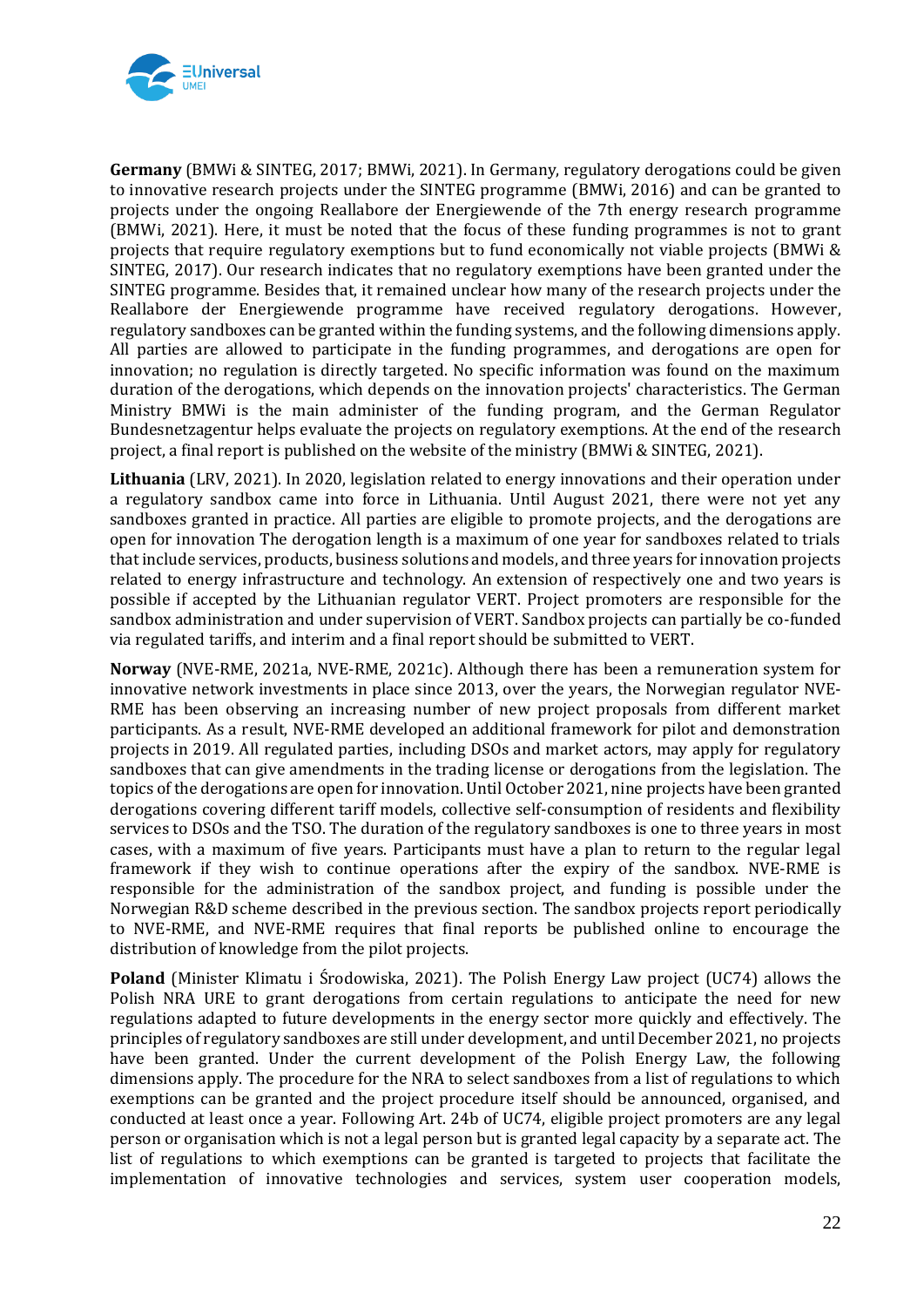**Germany** (BMWi & SINTEG, 2017; BMWi, 2021). In Germany, regulatory derogations could be given to innovative research projects under the SINTEG programme (BMWi, 2016) and can be granted to projects under the ongoing Reallabore der Energiewende of the 7th energy research programme (BMWi, 2021). Here, it must be noted that the focus of these funding programmes is not to grant projects that require regulatory exemptions but to fund economically not viable projects (BMWi & SINTEG, 2017). Our research indicates that no regulatory exemptions have been granted under the SINTEG programme. Besides that, it remained unclear how many of the research projects under the Reallabore der Energiewende programme have received regulatory derogations. However, regulatory sandboxes can be granted within the funding systems, and the following dimensions apply. All parties are allowed to participate in the funding programmes, and derogations are open for innovation; no regulation is directly targeted. No specific information was found on the maximum duration of the derogations, which depends on the innovation projects' characteristics. The German Ministry BMWi is the main administer of the funding program, and the German Regulator Bundesnetzagentur helps evaluate the projects on regulatory exemptions. At the end of the research project, a final report is published on the website of the ministry (BMWi & SINTEG, 2021).

**Lithuania** (LRV, 2021). In 2020, legislation related to energy innovations and their operation under a regulatory sandbox came into force in Lithuania. Until August 2021, there were not yet any sandboxes granted in practice. All parties are eligible to promote projects, and the derogations are open for innovation The derogation length is a maximum of one year for sandboxes related to trials that include services, products, business solutions and models, and three years for innovation projects related to energy infrastructure and technology. An extension of respectively one and two years is possible if accepted by the Lithuanian regulator VERT. Project promoters are responsible for the sandbox administration and under supervision of VERT. Sandbox projects can partially be co-funded via regulated tariffs, and interim and a final report should be submitted to VERT.

**Norway** (NVE-RME, 2021a, NVE-RME, 2021c). Although there has been a remuneration system for innovative network investments in place since 2013, over the years, the Norwegian regulator NVE-RME has been observing an increasing number of new project proposals from different market participants. As a result, NVE-RME developed an additional framework for pilot and demonstration projects in 2019. All regulated parties, including DSOs and market actors, may apply for regulatory sandboxes that can give amendments in the trading license or derogations from the legislation. The topics of the derogations are open for innovation. Until October 2021, nine projects have been granted derogations covering different tariff models, collective self-consumption of residents and flexibility services to DSOs and the TSO. The duration of the regulatory sandboxes is one to three years in most cases, with a maximum of five years. Participants must have a plan to return to the regular legal framework if they wish to continue operations after the expiry of the sandbox. NVE-RME is responsible for the administration of the sandbox project, and funding is possible under the Norwegian R&D scheme described in the previous section. The sandbox projects report periodically to NVE-RME, and NVE-RME requires that final reports be published online to encourage the distribution of knowledge from the pilot projects.

**Poland** (Minister Klimatu i Środowiska, 2021). The Polish Energy Law project (UC74) allows the Polish NRA URE to grant derogations from certain regulations to anticipate the need for new regulations adapted to future developments in the energy sector more quickly and effectively. The principles of regulatory sandboxes are still under development, and until December 2021, no projects have been granted. Under the current development of the Polish Energy Law, the following dimensions apply. The procedure for the NRA to select sandboxes from a list of regulations to which exemptions can be granted and the project procedure itself should be announced, organised, and conducted at least once a year. Following Art. 24b of UC74, eligible project promoters are any legal person or organisation which is not a legal person but is granted legal capacity by a separate act. The list of regulations to which exemptions can be granted is targeted to projects that facilitate the implementation of innovative technologies and services, system user cooperation models,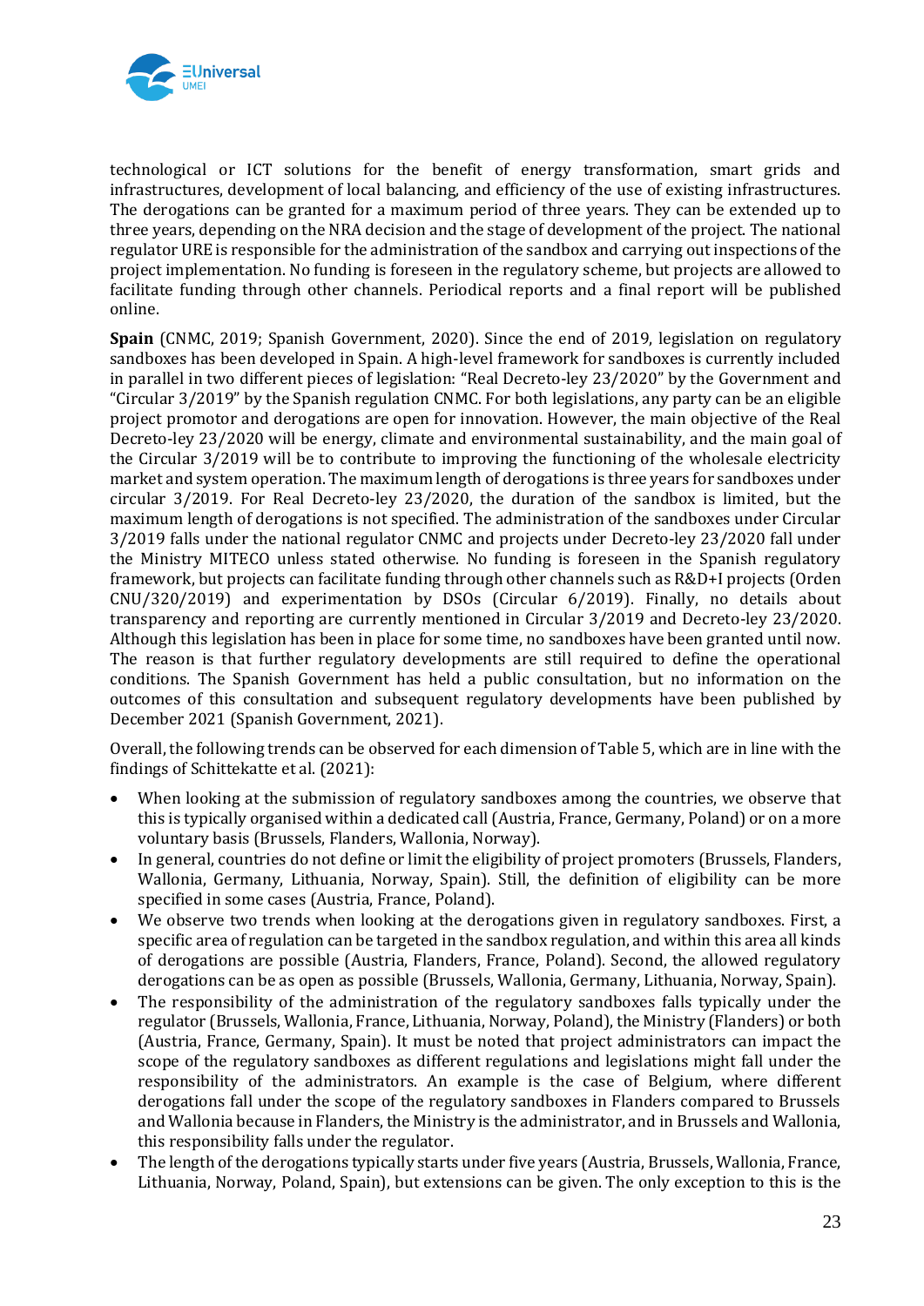technological or ICT solutions for the benefit of energy transformation, smart grids and infrastructures, development of local balancing, and efficiency of the use of existing infrastructures. The derogations can be granted for a maximum period of three years. They can be extended up to three years, depending on the NRA decision and the stage of development of the project. The national regulator URE is responsible for the administration of the sandbox and carrying out inspections of the project implementation. No funding is foreseen in the regulatory scheme, but projects are allowed to facilitate funding through other channels. Periodical reports and a final report will be published online.

**Spain** (CNMC, 2019; Spanish Government, 2020). Since the end of 2019, legislation on regulatory sandboxes has been developed in Spain. A high-level framework for sandboxes is currently included in parallel in two different pieces of legislation: "Real Decreto-ley 23/2020" by the Government and "Circular 3/2019" by the Spanish regulation CNMC. For both legislations, any party can be an eligible project promotor and derogations are open for innovation. However, the main objective of the Real Decreto-ley 23/2020 will be energy, climate and environmental sustainability, and the main goal of the Circular 3/2019 will be to contribute to improving the functioning of the wholesale electricity market and system operation. The maximum length of derogations is three years for sandboxes under circular 3/2019. For Real Decreto-ley 23/2020, the duration of the sandbox is limited, but the maximum length of derogations is not specified. The administration of the sandboxes under Circular 3/2019 falls under the national regulator CNMC and projects under Decreto-ley 23/2020 fall under the Ministry MITECO unless stated otherwise. No funding is foreseen in the Spanish regulatory framework, but projects can facilitate funding through other channels such as R&D+I projects (Orden CNU/320/2019) and experimentation by DSOs (Circular 6/2019). Finally, no details about transparency and reporting are currently mentioned in Circular 3/2019 and Decreto-ley 23/2020. Although this legislation has been in place for some time, no sandboxes have been granted until now. The reason is that further regulatory developments are still required to define the operational conditions. The Spanish Government has held a public consultation, but no information on the outcomes of this consultation and subsequent regulatory developments have been published by December 2021 (Spanish Government, 2021).

Overall, the following trends can be observed for each dimension of Table 5, which are in line with the findings of Schittekatte et al. (2021):

- When looking at the submission of regulatory sandboxes among the countries, we observe that this is typically organised within a dedicated call (Austria, France, Germany, Poland) or on a more voluntary basis (Brussels, Flanders, Wallonia, Norway).
- In general, countries do not define or limit the eligibility of project promoters (Brussels, Flanders, Wallonia, Germany, Lithuania, Norway, Spain). Still, the definition of eligibility can be more specified in some cases (Austria, France, Poland).
- We observe two trends when looking at the derogations given in regulatory sandboxes. First, a specific area of regulation can be targeted in the sandbox regulation, and within this area all kinds of derogations are possible (Austria, Flanders, France, Poland). Second, the allowed regulatory derogations can be as open as possible (Brussels, Wallonia, Germany, Lithuania, Norway, Spain).
- The responsibility of the administration of the regulatory sandboxes falls typically under the regulator (Brussels, Wallonia, France, Lithuania, Norway, Poland), the Ministry (Flanders) or both (Austria, France, Germany, Spain). It must be noted that project administrators can impact the scope of the regulatory sandboxes as different regulations and legislations might fall under the responsibility of the administrators. An example is the case of Belgium, where different derogations fall under the scope of the regulatory sandboxes in Flanders compared to Brussels and Wallonia because in Flanders, the Ministry is the administrator, and in Brussels and Wallonia, this responsibility falls under the regulator.
- The length of the derogations typically starts under five years (Austria, Brussels, Wallonia, France, Lithuania, Norway, Poland, Spain), but extensions can be given. The only exception to this is the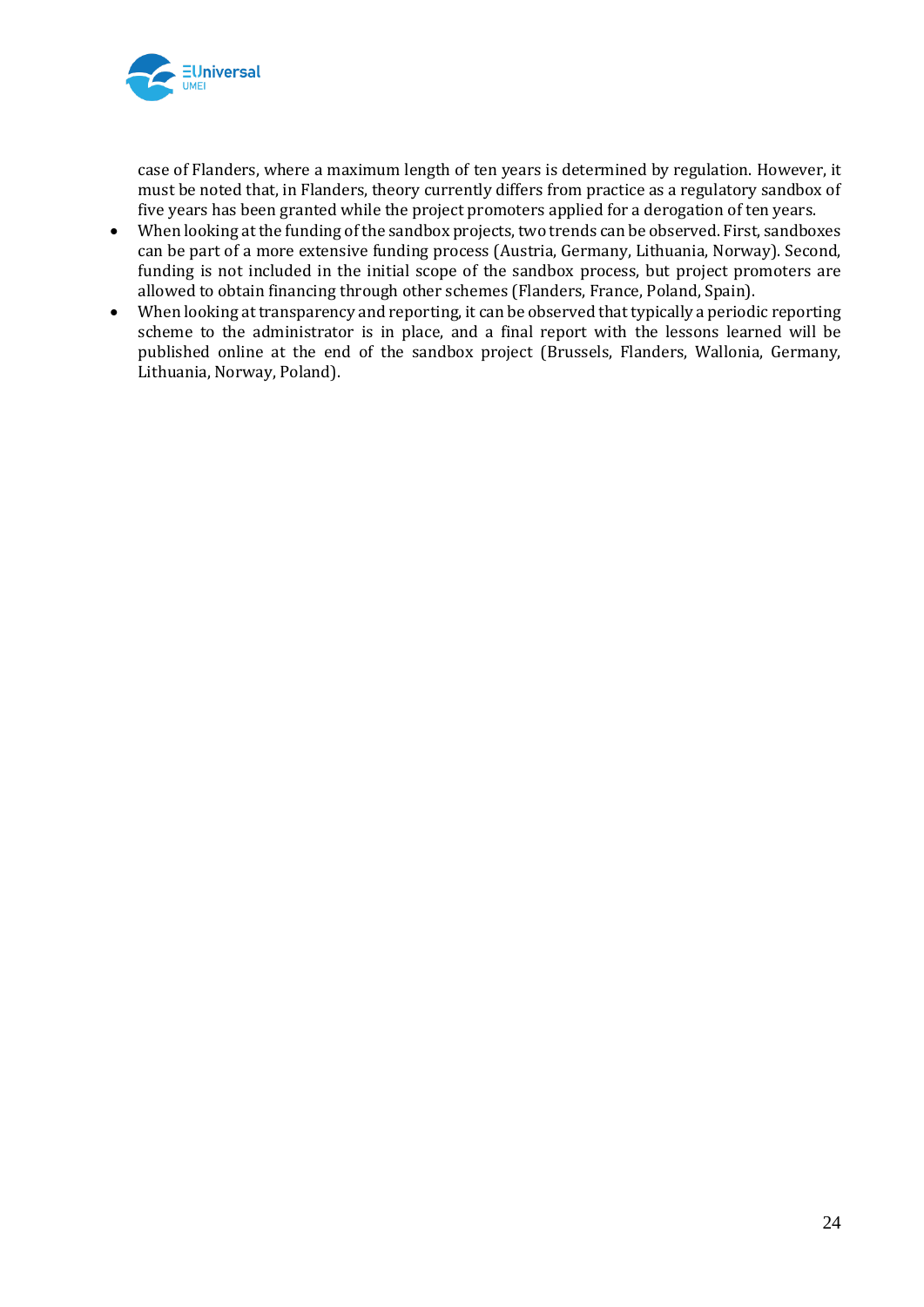case of Flanders, where a maximum length of ten years is determined by regulation. However, it must be noted that, in Flanders, theory currently differs from practice as a regulatory sandbox of five years has been granted while the project promoters applied for a derogation of ten years.

- When looking at the funding of the sandbox projects, two trends can be observed. First, sandboxes can be part of a more extensive funding process (Austria, Germany, Lithuania, Norway). Second, funding is not included in the initial scope of the sandbox process, but project promoters are allowed to obtain financing through other schemes (Flanders, France, Poland, Spain).
- When looking at transparency and reporting, it can be observed that typically a periodic reporting scheme to the administrator is in place, and a final report with the lessons learned will be published online at the end of the sandbox project (Brussels, Flanders, Wallonia, Germany, Lithuania, Norway, Poland).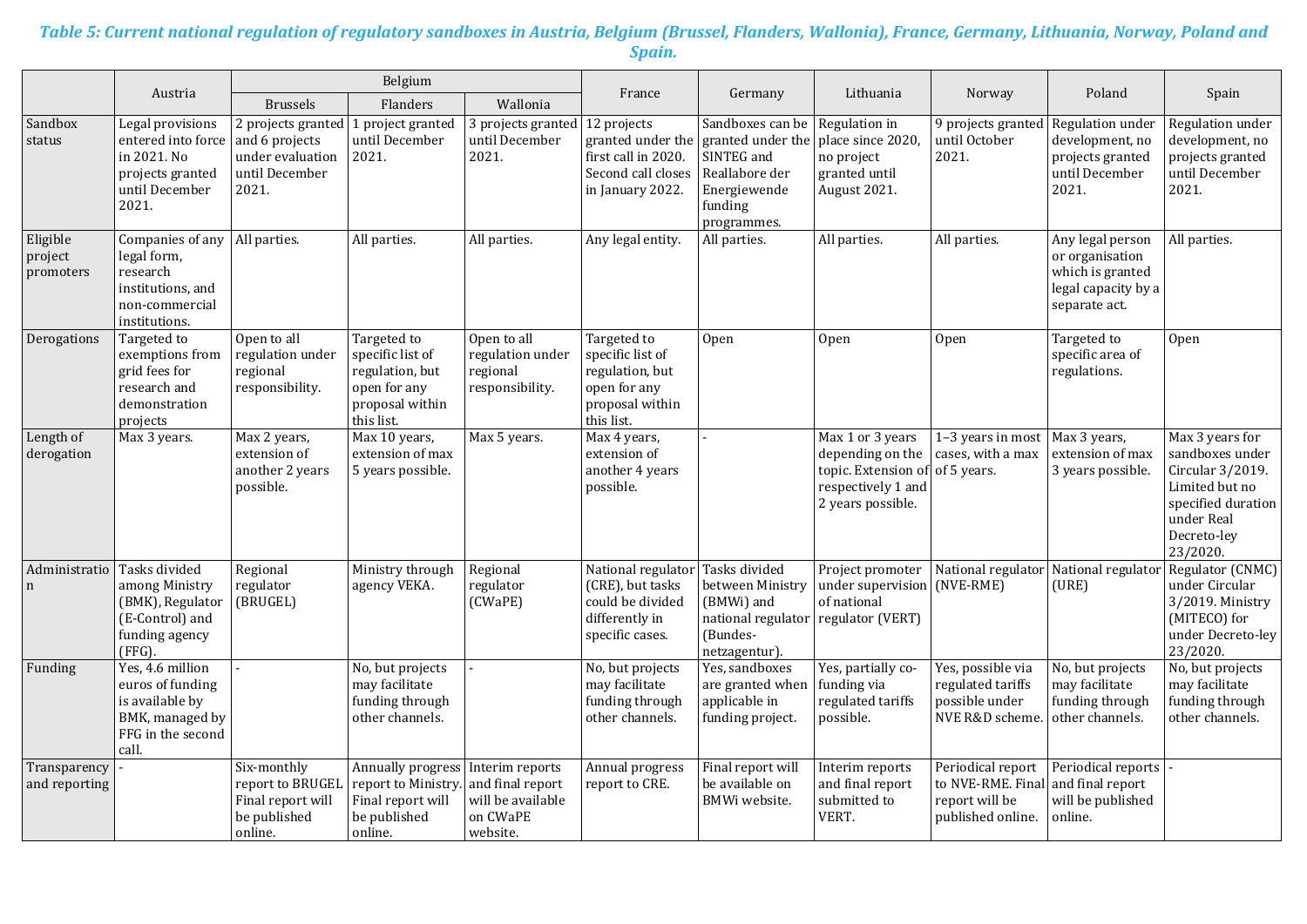*Table 5: Current national regulation of regulatory sandboxes in Austria, Belgium (Brussel, Flanders, Wallonia), France, Germany, Lithuania, Norway, Poland and Spain.*

| | Austria | Belgium | | | France | Germany | Lithuania | Norway | Poland | Spain |
|---|---|---|---|---|---|---|---|---|---|---|
| | | Brussels | Flanders | Wallonia | | | | | | |
| Sandbox status | Legal provisions entered into force in 2021. No projects granted until December 2021. | 2 projects granted and 6 projects under evaluation until December 2021. | 1 project granted until December 2021. | 3 projects granted until December 2021. | 12 projects granted under the first call in 2020. Second call closes in January 2022. | Sandboxes can be granted under the SINTEG and Reallabore der Energiewende funding programmes. | Regulation in place since 2020, no project granted until August 2021. | 9 projects granted until October 2021. | Regulation under development, no projects granted until December 2021. | Regulation under development, no projects granted until December 2021. |
| Eligible project promoters | Companies of any legal form, research institutions, and non-commercial institutions. | All parties. | All parties. | All parties. | Any legal entity. | All parties. | All parties. | All parties. | Any legal person or organisation which is granted legal capacity by a separate act. | All parties. |
| Derogations | Targeted to exemptions from grid fees for research and demonstration projects | Open to all regulation under regional responsibility. | Targeted to specific list of regulation, but open for any proposal within this list. | Open to all regulation under regional responsibility. | Targeted to specific list of regulation, but open for any proposal within this list. | Open | Open | Open | Targeted to specific area of regulations. | Open |
| Length of derogation | Max 3 years. | Max 2 years, extension of another 2 years possible. | Max 10 years, extension of max 5 years possible. | Max 5 years. | Max 4 years, extension of another 4 years possible. | - | Max 1 or 3 years depending on the topic. Extension of respectively 1 and 2 years possible. | 1–3 years in most cases, with a max of 5 years. | Max 3 years, extension of max 3 years possible. | Max 3 years for sandboxes under Circular 3/2019. Limited but no specified duration under Real Decreto-ley 23/2020. |
| Administration | Tasks divided among Ministry (BMK), Regulator (E-Control) and funding agency (FFG). | Regional regulator (BRUGEL) | Ministry through agency VEKA. | Regional regulator (CWaPE) | National regulator (CRE), but tasks could be divided differently in specific cases. | Tasks divided between Ministry (BMWi) and national regulator (Bundes-netzagentur). | Project promoter under supervision of national regulator (VERT) | National regulator (NVE-RME) | National regulator (URE) | Regulator (CNMC) under Circular 3/2019. Ministry (MITECO) for under Decreto-ley 23/2020. |
| Funding | Yes, 4.6 million euros of funding is available by BMK, managed by FFG in the second call. | - | No, but projects may facilitate funding through other channels. | - | No, but projects may facilitate funding through other channels. | Yes, sandboxes are granted when applicable in funding project. | Yes, partially co-funding via regulated tariffs possible. | Yes, possible via regulated tariffs possible under NVE R&D scheme. | No, but projects may facilitate funding through other channels. | No, but projects may facilitate funding through other channels. |
| Transparency and reporting | - | Six-monthly report to BRUGEL Final report will be published online. | Annually progress report to Ministry. Final report will be published online. | Interim reports and final report will be available on CWaPE website. | Annual progress report to CRE. | Final report will be available on BMWi website. | Interim reports and final report submitted to VERT. | Periodical report to NVE-RME. Final report will be published online. | Periodical reports and final report will be published online. | - |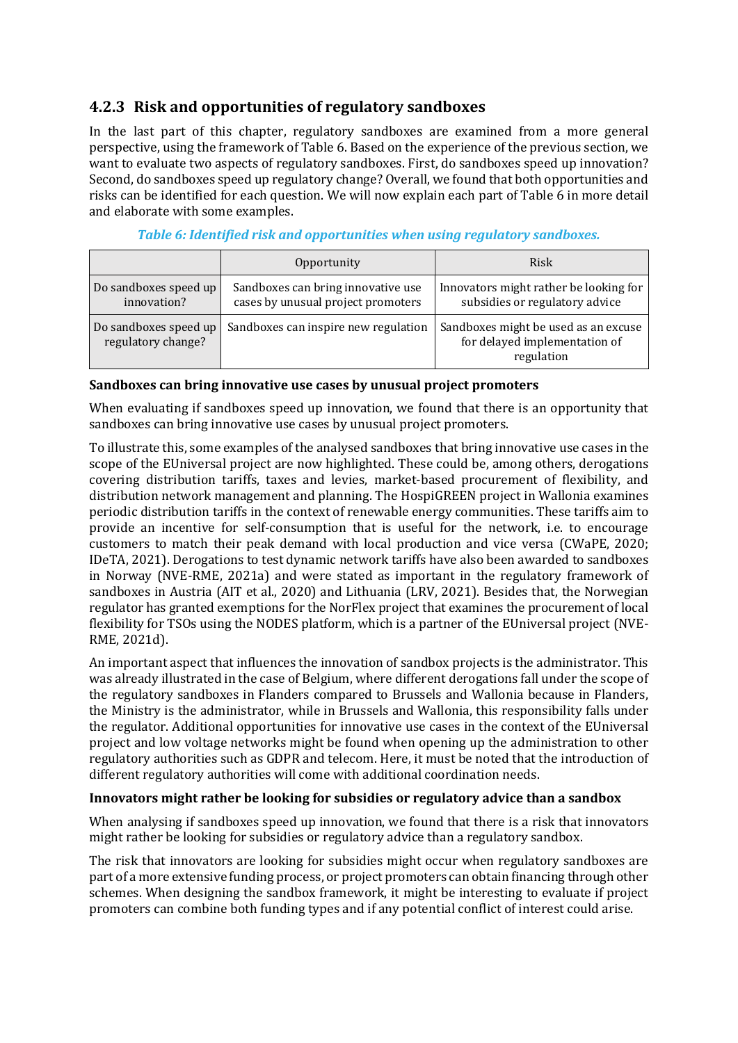### 4.2.3 Risk and opportunities of regulatory sandboxes

In the last part of this chapter, regulatory sandboxes are examined from a more general perspective, using the framework of Table 6. Based on the experience of the previous section, we want to evaluate two aspects of regulatory sandboxes. First, do sandboxes speed up innovation? Second, do sandboxes speed up regulatory change? Overall, we found that both opportunities and risks can be identified for each question. We will now explain each part of Table 6 in more detail and elaborate with some examples.

*Table 6: Identified risk and opportunities when using regulatory sandboxes.*

| | Opportunity | Risk |
| --- | --- | --- |
| Do sandboxes speed up innovation? | Sandboxes can bring innovative use cases by unusual project promoters | Innovators might rather be looking for subsidies or regulatory advice |
| Do sandboxes speed up regulatory change? | Sandboxes can inspire new regulation | Sandboxes might be used as an excuse for delayed implementation of regulation |

**Sandboxes can bring innovative use cases by unusual project promoters**

When evaluating if sandboxes speed up innovation, we found that there is an opportunity that sandboxes can bring innovative use cases by unusual project promoters.

To illustrate this, some examples of the analysed sandboxes that bring innovative use cases in the scope of the EUniversal project are now highlighted. These could be, among others, derogations covering distribution tariffs, taxes and levies, market-based procurement of flexibility, and distribution network management and planning. The HospiGREEN project in Wallonia examines periodic distribution tariffs in the context of renewable energy communities. These tariffs aim to provide an incentive for self-consumption that is useful for the network, i.e. to encourage customers to match their peak demand with local production and vice versa (CWaPE, 2020; IDeTA, 2021). Derogations to test dynamic network tariffs have also been awarded to sandboxes in Norway (NVE-RME, 2021a) and were stated as important in the regulatory framework of sandboxes in Austria (AIT et al., 2020) and Lithuania (LRV, 2021). Besides that, the Norwegian regulator has granted exemptions for the NorFlex project that examines the procurement of local flexibility for TSOs using the NODES platform, which is a partner of the EUniversal project (NVE-RME, 2021d).

An important aspect that influences the innovation of sandbox projects is the administrator. This was already illustrated in the case of Belgium, where different derogations fall under the scope of the regulatory sandboxes in Flanders compared to Brussels and Wallonia because in Flanders, the Ministry is the administrator, while in Brussels and Wallonia, this responsibility falls under the regulator. Additional opportunities for innovative use cases in the context of the EUniversal project and low voltage networks might be found when opening up the administration to other regulatory authorities such as GDPR and telecom. Here, it must be noted that the introduction of different regulatory authorities will come with additional coordination needs.

**Innovators might rather be looking for subsidies or regulatory advice than a sandbox**

When analysing if sandboxes speed up innovation, we found that there is a risk that innovators might rather be looking for subsidies or regulatory advice than a regulatory sandbox.

The risk that innovators are looking for subsidies might occur when regulatory sandboxes are part of a more extensive funding process, or project promoters can obtain financing through other schemes. When designing the sandbox framework, it might be interesting to evaluate if project promoters can combine both funding types and if any potential conflict of interest could arise.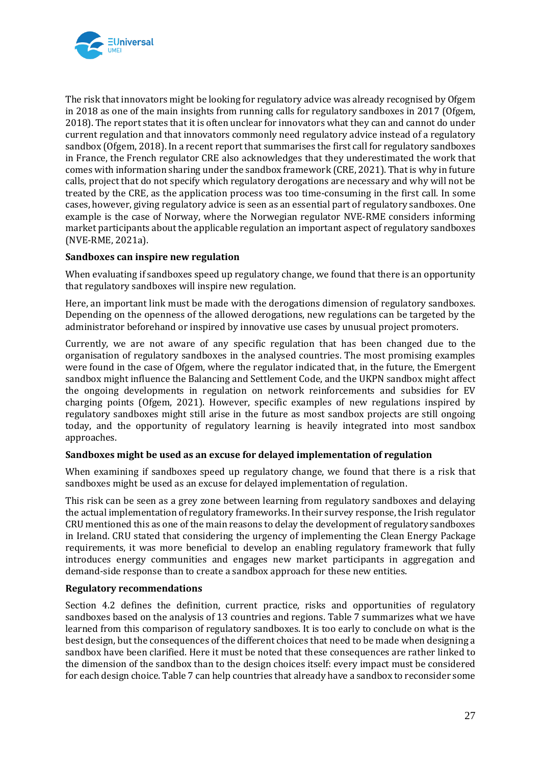The risk that innovators might be looking for regulatory advice was already recognised by Ofgem in 2018 as one of the main insights from running calls for regulatory sandboxes in 2017 (Ofgem, 2018). The report states that it is often unclear for innovators what they can and cannot do under current regulation and that innovators commonly need regulatory advice instead of a regulatory sandbox (Ofgem, 2018). In a recent report that summarises the first call for regulatory sandboxes in France, the French regulator CRE also acknowledges that they underestimated the work that comes with information sharing under the sandbox framework (CRE, 2021). That is why in future calls, project that do not specify which regulatory derogations are necessary and why will not be treated by the CRE, as the application process was too time-consuming in the first call. In some cases, however, giving regulatory advice is seen as an essential part of regulatory sandboxes. One example is the case of Norway, where the Norwegian regulator NVE-RME considers informing market participants about the applicable regulation an important aspect of regulatory sandboxes (NVE-RME, 2021a).

**Sandboxes can inspire new regulation**

When evaluating if sandboxes speed up regulatory change, we found that there is an opportunity that regulatory sandboxes will inspire new regulation.

Here, an important link must be made with the derogations dimension of regulatory sandboxes. Depending on the openness of the allowed derogations, new regulations can be targeted by the administrator beforehand or inspired by innovative use cases by unusual project promoters.

Currently, we are not aware of any specific regulation that has been changed due to the organisation of regulatory sandboxes in the analysed countries. The most promising examples were found in the case of Ofgem, where the regulator indicated that, in the future, the Emergent sandbox might influence the Balancing and Settlement Code, and the UKPN sandbox might affect the ongoing developments in regulation on network reinforcements and subsidies for EV charging points (Ofgem, 2021). However, specific examples of new regulations inspired by regulatory sandboxes might still arise in the future as most sandbox projects are still ongoing today, and the opportunity of regulatory learning is heavily integrated into most sandbox approaches.

**Sandboxes might be used as an excuse for delayed implementation of regulation**

When examining if sandboxes speed up regulatory change, we found that there is a risk that sandboxes might be used as an excuse for delayed implementation of regulation.

This risk can be seen as a grey zone between learning from regulatory sandboxes and delaying the actual implementation of regulatory frameworks. In their survey response, the Irish regulator CRU mentioned this as one of the main reasons to delay the development of regulatory sandboxes in Ireland. CRU stated that considering the urgency of implementing the Clean Energy Package requirements, it was more beneficial to develop an enabling regulatory framework that fully introduces energy communities and engages new market participants in aggregation and demand-side response than to create a sandbox approach for these new entities.

**Regulatory recommendations**

Section 4.2 defines the definition, current practice, risks and opportunities of regulatory sandboxes based on the analysis of 13 countries and regions. Table 7 summarizes what we have learned from this comparison of regulatory sandboxes. It is too early to conclude on what is the best design, but the consequences of the different choices that need to be made when designing a sandbox have been clarified. Here it must be noted that these consequences are rather linked to the dimension of the sandbox than to the design choices itself: every impact must be considered for each design choice. Table 7 can help countries that already have a sandbox to reconsider some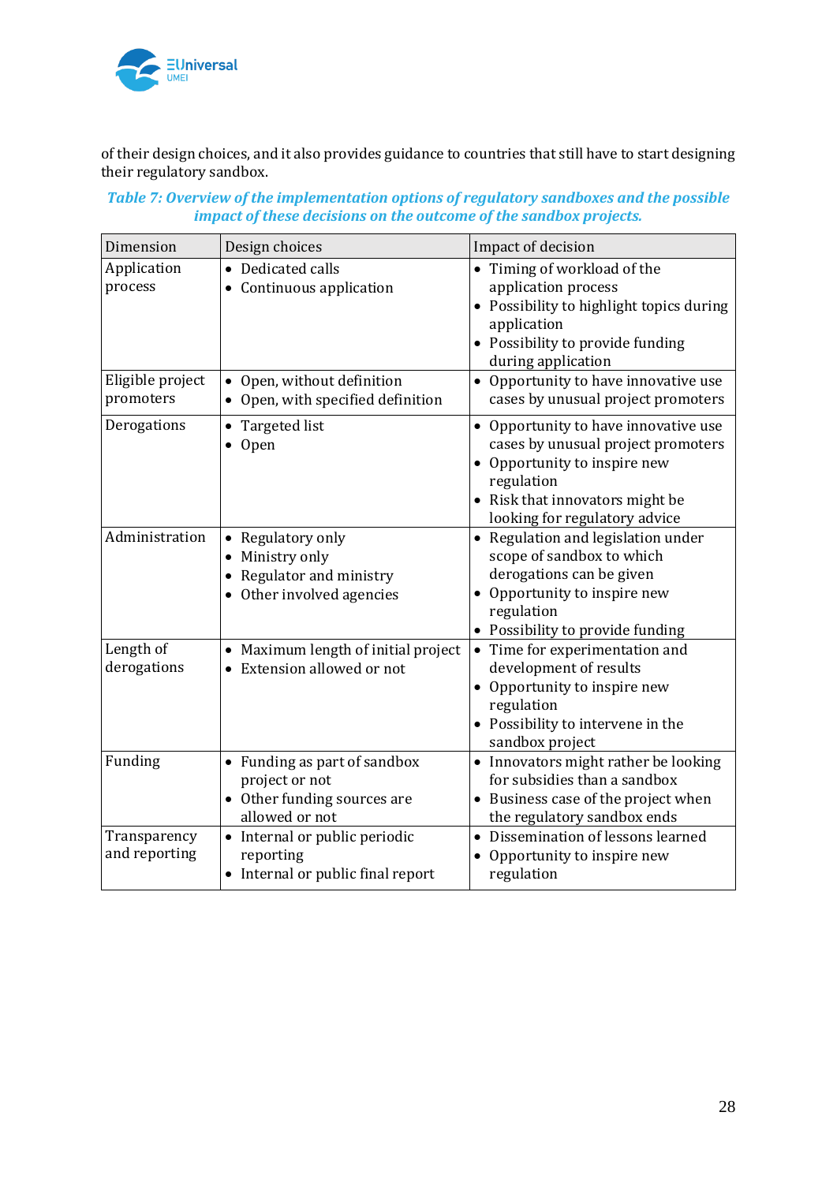of their design choices, and it also provides guidance to countries that still have to start designing their regulatory sandbox.

***Table 7: Overview of the implementation options of regulatory sandboxes and the possible impact of these decisions on the outcome of the sandbox projects.***

| Dimension | Design choices | Impact of decision |
|---|---|---|
| Application process | • Dedicated calls<br>• Continuous application | • Timing of workload of the application process<br>• Possibility to highlight topics during application<br>• Possibility to provide funding during application |
| Eligible project promoters | • Open, without definition<br>• Open, with specified definition | • Opportunity to have innovative use cases by unusual project promoters |
| Derogations | • Targeted list<br>• Open | • Opportunity to have innovative use cases by unusual project promoters<br>• Opportunity to inspire new regulation<br>• Risk that innovators might be looking for regulatory advice |
| Administration | • Regulatory only<br>• Ministry only<br>• Regulator and ministry<br>• Other involved agencies | • Regulation and legislation under scope of sandbox to which derogations can be given<br>• Opportunity to inspire new regulation<br>• Possibility to provide funding |
| Length of derogations | • Maximum length of initial project<br>• Extension allowed or not | • Time for experimentation and development of results<br>• Opportunity to inspire new regulation<br>• Possibility to intervene in the sandbox project |
| Funding | • Funding as part of sandbox project or not<br>• Other funding sources are allowed or not | • Innovators might rather be looking for subsidies than a sandbox<br>• Business case of the project when the regulatory sandbox ends |
| Transparency and reporting | • Internal or public periodic reporting<br>• Internal or public final report | • Dissemination of lessons learned<br>• Opportunity to inspire new regulation |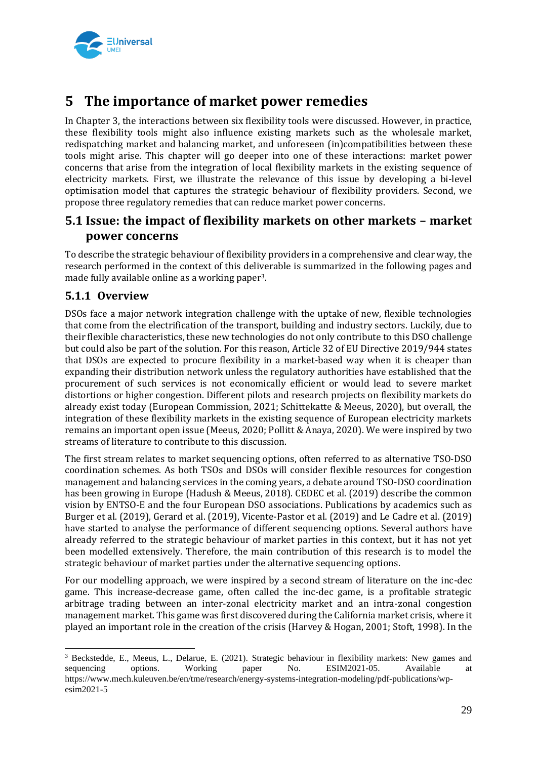# 5 The importance of market power remedies

In Chapter 3, the interactions between six flexibility tools were discussed. However, in practice, these flexibility tools might also influence existing markets such as the wholesale market, redispatching market and balancing market, and unforeseen (in)compatibilities between these tools might arise. This chapter will go deeper into one of these interactions: market power concerns that arise from the integration of local flexibility markets in the existing sequence of electricity markets. First, we illustrate the relevance of this issue by developing a bi-level optimisation model that captures the strategic behaviour of flexibility providers. Second, we propose three regulatory remedies that can reduce market power concerns.

## 5.1 Issue: the impact of flexibility markets on other markets – market power concerns

To describe the strategic behaviour of flexibility providers in a comprehensive and clear way, the research performed in the context of this deliverable is summarized in the following pages and made fully available online as a working paper[3].

### 5.1.1 Overview

DSOs face a major network integration challenge with the uptake of new, flexible technologies that come from the electrification of the transport, building and industry sectors. Luckily, due to their flexible characteristics, these new technologies do not only contribute to this DSO challenge but could also be part of the solution. For this reason, Article 32 of EU Directive 2019/944 states that DSOs are expected to procure flexibility in a market-based way when it is cheaper than expanding their distribution network unless the regulatory authorities have established that the procurement of such services is not economically efficient or would lead to severe market distortions or higher congestion. Different pilots and research projects on flexibility markets do already exist today (European Commission, 2021; Schittekatte & Meeus, 2020), but overall, the integration of these flexibility markets in the existing sequence of European electricity markets remains an important open issue (Meeus, 2020; Pollitt & Anaya, 2020). We were inspired by two streams of literature to contribute to this discussion.

The first stream relates to market sequencing options, often referred to as alternative TSO-DSO coordination schemes. As both TSOs and DSOs will consider flexible resources for congestion management and balancing services in the coming years, a debate around TSO-DSO coordination has been growing in Europe (Hadush & Meeus, 2018). CEDEC et al. (2019) describe the common vision by ENTSO-E and the four European DSO associations. Publications by academics such as Burger et al. (2019), Gerard et al. (2019), Vicente-Pastor et al. (2019) and Le Cadre et al. (2019) have started to analyse the performance of different sequencing options. Several authors have already referred to the strategic behaviour of market parties in this context, but it has not yet been modelled extensively. Therefore, the main contribution of this research is to model the strategic behaviour of market parties under the alternative sequencing options.

For our modelling approach, we were inspired by a second stream of literature on the inc-dec game. This increase-decrease game, often called the inc-dec game, is a profitable strategic arbitrage trading between an inter-zonal electricity market and an intra-zonal congestion management market. This game was first discovered during the California market crisis, where it played an important role in the creation of the crisis (Harvey & Hogan, 2001; Stoft, 1998). In the

---

[3] Beckstedde, E., Meeus, L., Delarue, E. (2021). Strategic behaviour in flexibility markets: New games and sequencing options. Working paper No. ESIM2021-05. Available at https://www.mech.kuleuven.be/en/tme/research/energy-systems-integration-modeling/pdf-publications/wp-esim2021-5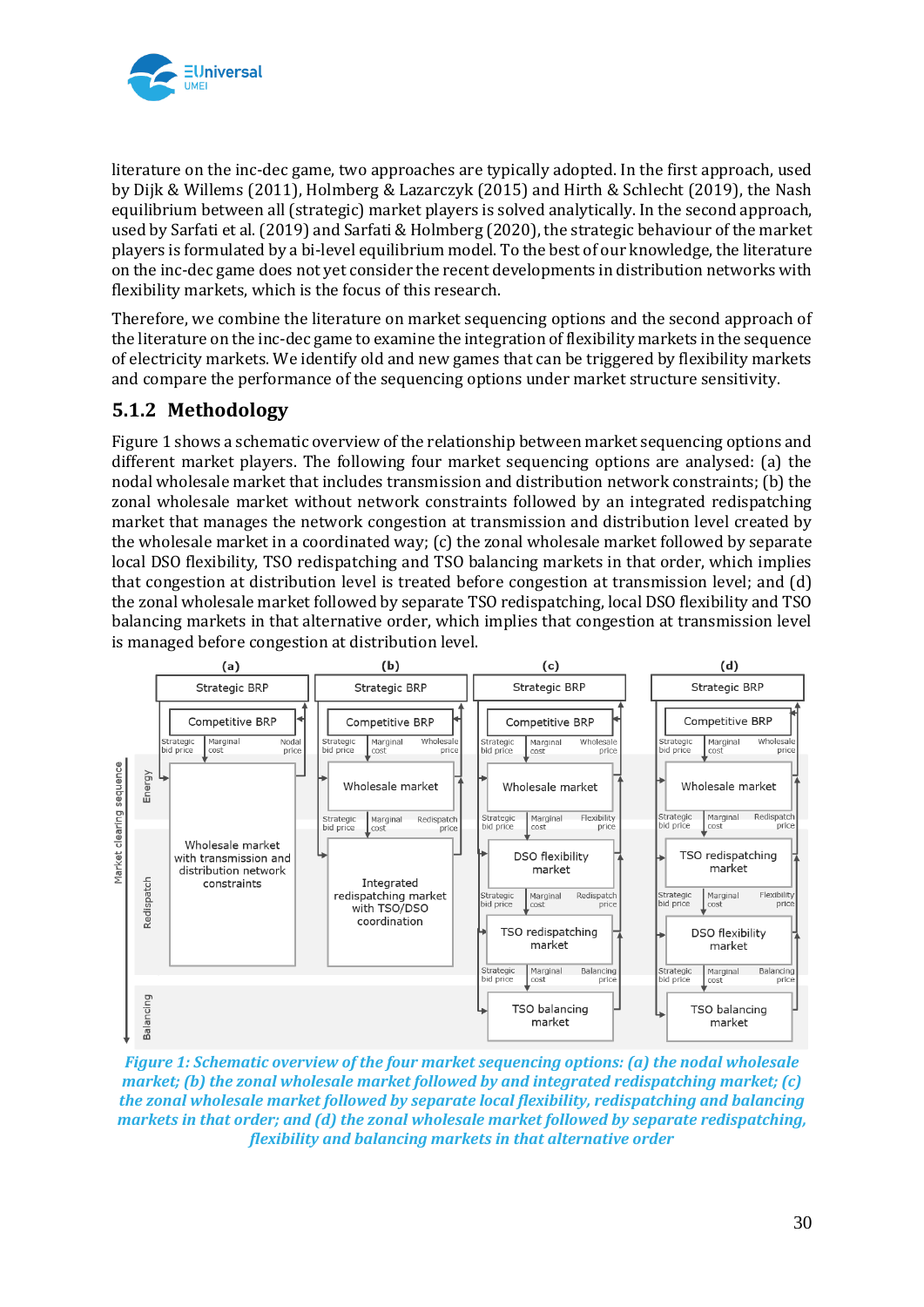literature on the inc-dec game, two approaches are typically adopted. In the first approach, used by Dijk & Willems (2011), Holmberg & Lazarczyk (2015) and Hirth & Schlecht (2019), the Nash equilibrium between all (strategic) market players is solved analytically. In the second approach, used by Sarfati et al. (2019) and Sarfati & Holmberg (2020), the strategic behaviour of the market players is formulated by a bi-level equilibrium model. To the best of our knowledge, the literature on the inc-dec game does not yet consider the recent developments in distribution networks with flexibility markets, which is the focus of this research.

Therefore, we combine the literature on market sequencing options and the second approach of the literature on the inc-dec game to examine the integration of flexibility markets in the sequence of electricity markets. We identify old and new games that can be triggered by flexibility markets and compare the performance of the sequencing options under market structure sensitivity.

### 5.1.2 Methodology

Figure 1 shows a schematic overview of the relationship between market sequencing options and different market players. The following four market sequencing options are analysed: (a) the nodal wholesale market that includes transmission and distribution network constraints; (b) the zonal wholesale market without network constraints followed by an integrated redispatching market that manages the network congestion at transmission and distribution level created by the wholesale market in a coordinated way; (c) the zonal wholesale market followed by separate local DSO flexibility, TSO redispatching and TSO balancing markets in that order, which implies that congestion at distribution level is treated before congestion at transmission level; and (d) the zonal wholesale market followed by separate TSO redispatching, local DSO flexibility and TSO balancing markets in that alternative order, which implies that congestion at transmission level is managed before congestion at distribution level.

*Figure 1: Schematic overview of the four market sequencing options: (a) the nodal wholesale market; (b) the zonal wholesale market followed by and integrated redispatching market; (c) the zonal wholesale market followed by separate local flexibility, redispatching and balancing markets in that order; and (d) the zonal wholesale market followed by separate redispatching, flexibility and balancing markets in that alternative order*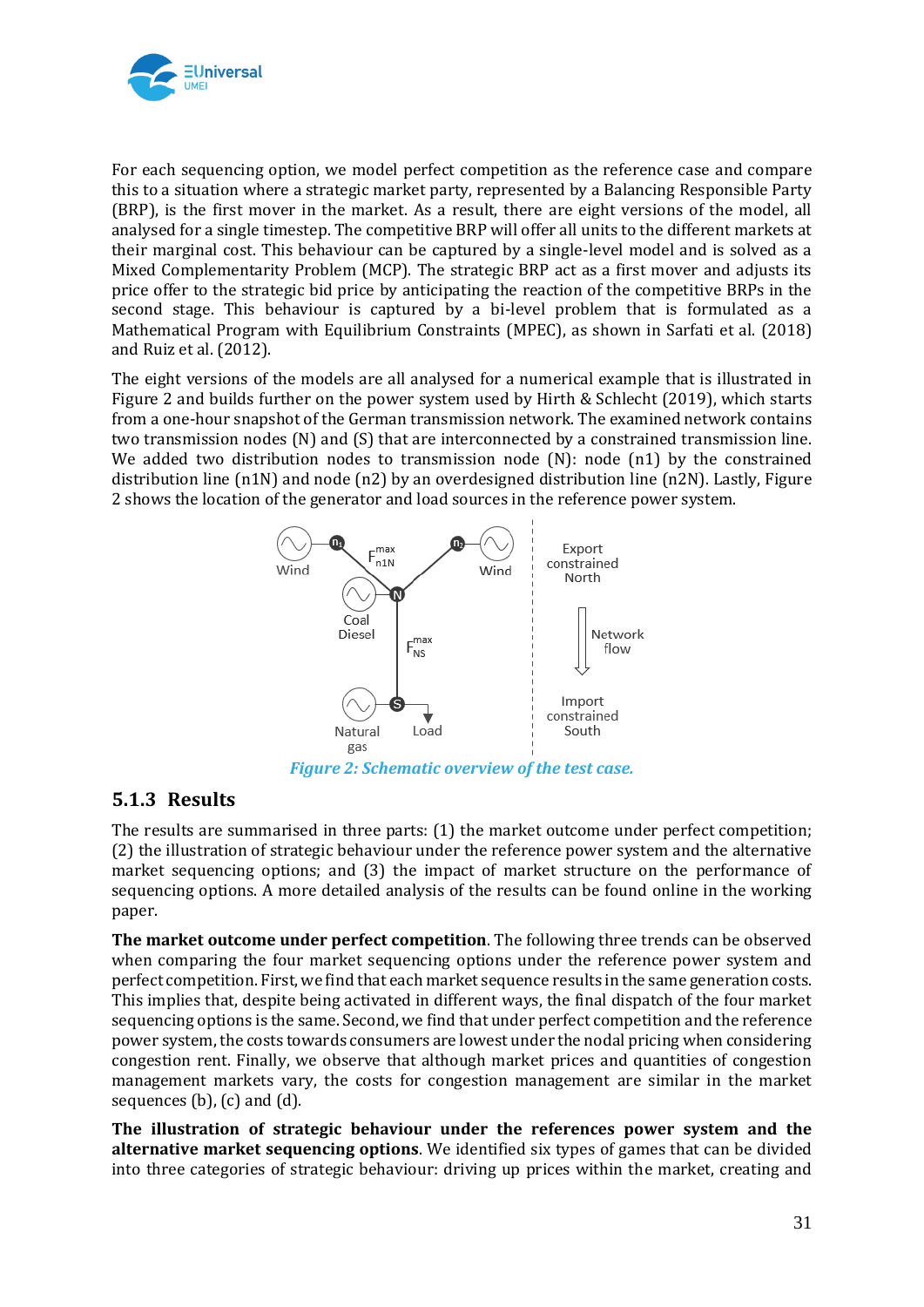For each sequencing option, we model perfect competition as the reference case and compare this to a situation where a strategic market party, represented by a Balancing Responsible Party (BRP), is the first mover in the market. As a result, there are eight versions of the model, all analysed for a single timestep. The competitive BRP will offer all units to the different markets at their marginal cost. This behaviour can be captured by a single-level model and is solved as a Mixed Complementarity Problem (MCP). The strategic BRP act as a first mover and adjusts its price offer to the strategic bid price by anticipating the reaction of the competitive BRPs in the second stage. This behaviour is captured by a bi-level problem that is formulated as a Mathematical Program with Equilibrium Constraints (MPEC), as shown in Sarfati et al. (2018) and Ruiz et al. (2012).

The eight versions of the models are all analysed for a numerical example that is illustrated in Figure 2 and builds further on the power system used by Hirth & Schlecht (2019), which starts from a one-hour snapshot of the German transmission network. The examined network contains two transmission nodes (N) and (S) that are interconnected by a constrained transmission line. We added two distribution nodes to transmission node (N): node (n1) by the constrained distribution line (n1N) and node (n2) by an overdesigned distribution line (n2N). Lastly, Figure 2 shows the location of the generator and load sources in the reference power system.

*Figure 2: Schematic overview of the test case.*

### 5.1.3 Results

The results are summarised in three parts: (1) the market outcome under perfect competition; (2) the illustration of strategic behaviour under the reference power system and the alternative market sequencing options; and (3) the impact of market structure on the performance of sequencing options. A more detailed analysis of the results can be found online in the working paper.

**The market outcome under perfect competition**. The following three trends can be observed when comparing the four market sequencing options under the reference power system and perfect competition. First, we find that each market sequence results in the same generation costs. This implies that, despite being activated in different ways, the final dispatch of the four market sequencing options is the same. Second, we find that under perfect competition and the reference power system, the costs towards consumers are lowest under the nodal pricing when considering congestion rent. Finally, we observe that although market prices and quantities of congestion management markets vary, the costs for congestion management are similar in the market sequences (b), (c) and (d).

**The illustration of strategic behaviour under the references power system and the alternative market sequencing options**. We identified six types of games that can be divided into three categories of strategic behaviour: driving up prices within the market, creating and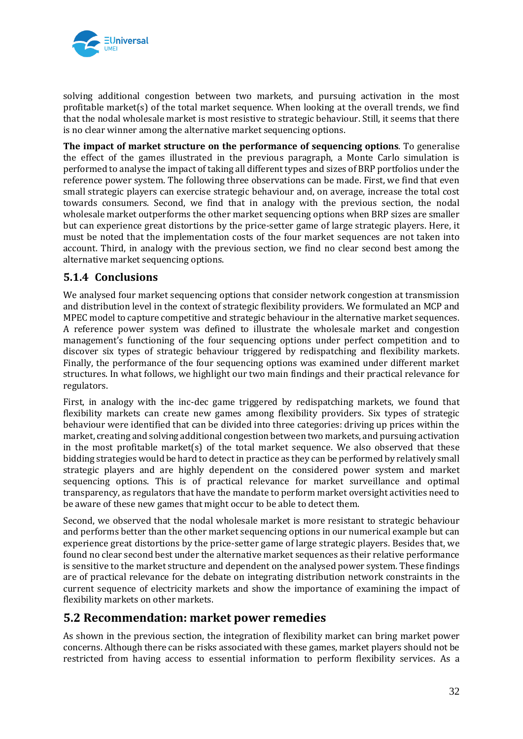solving additional congestion between two markets, and pursuing activation in the most profitable market(s) of the total market sequence. When looking at the overall trends, we find that the nodal wholesale market is most resistive to strategic behaviour. Still, it seems that there is no clear winner among the alternative market sequencing options.

**The impact of market structure on the performance of sequencing options**. To generalise the effect of the games illustrated in the previous paragraph, a Monte Carlo simulation is performed to analyse the impact of taking all different types and sizes of BRP portfolios under the reference power system. The following three observations can be made. First, we find that even small strategic players can exercise strategic behaviour and, on average, increase the total cost towards consumers. Second, we find that in analogy with the previous section, the nodal wholesale market outperforms the other market sequencing options when BRP sizes are smaller but can experience great distortions by the price-setter game of large strategic players. Here, it must be noted that the implementation costs of the four market sequences are not taken into account. Third, in analogy with the previous section, we find no clear second best among the alternative market sequencing options.

### 5.1.4 Conclusions

We analysed four market sequencing options that consider network congestion at transmission and distribution level in the context of strategic flexibility providers. We formulated an MCP and MPEC model to capture competitive and strategic behaviour in the alternative market sequences. A reference power system was defined to illustrate the wholesale market and congestion management's functioning of the four sequencing options under perfect competition and to discover six types of strategic behaviour triggered by redispatching and flexibility markets. Finally, the performance of the four sequencing options was examined under different market structures. In what follows, we highlight our two main findings and their practical relevance for regulators.

First, in analogy with the inc-dec game triggered by redispatching markets, we found that flexibility markets can create new games among flexibility providers. Six types of strategic behaviour were identified that can be divided into three categories: driving up prices within the market, creating and solving additional congestion between two markets, and pursuing activation in the most profitable market(s) of the total market sequence. We also observed that these bidding strategies would be hard to detect in practice as they can be performed by relatively small strategic players and are highly dependent on the considered power system and market sequencing options. This is of practical relevance for market surveillance and optimal transparency, as regulators that have the mandate to perform market oversight activities need to be aware of these new games that might occur to be able to detect them.

Second, we observed that the nodal wholesale market is more resistant to strategic behaviour and performs better than the other market sequencing options in our numerical example but can experience great distortions by the price-setter game of large strategic players. Besides that, we found no clear second best under the alternative market sequences as their relative performance is sensitive to the market structure and dependent on the analysed power system. These findings are of practical relevance for the debate on integrating distribution network constraints in the current sequence of electricity markets and show the importance of examining the impact of flexibility markets on other markets.

## 5.2 Recommendation: market power remedies

As shown in the previous section, the integration of flexibility market can bring market power concerns. Although there can be risks associated with these games, market players should not be restricted from having access to essential information to perform flexibility services. As a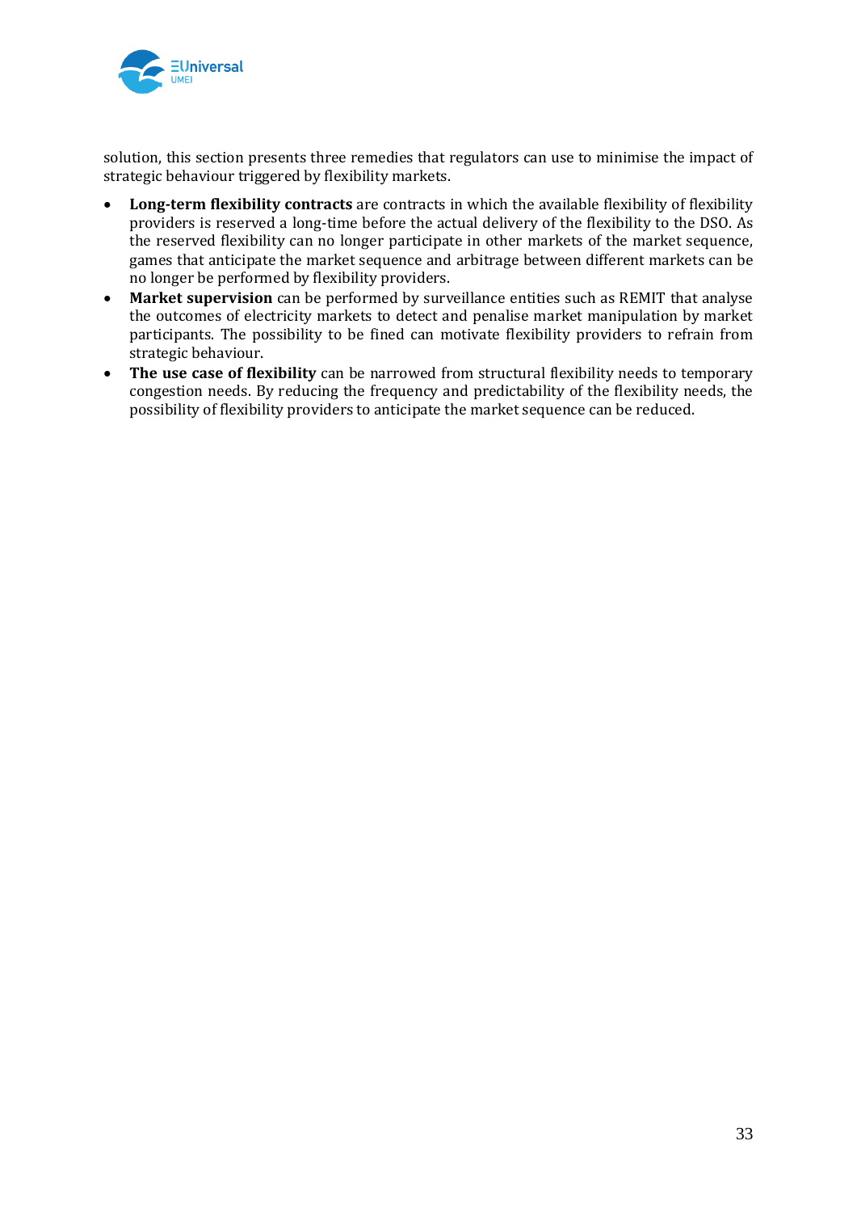solution, this section presents three remedies that regulators can use to minimise the impact of strategic behaviour triggered by flexibility markets.

- **Long-term flexibility contracts** are contracts in which the available flexibility of flexibility providers is reserved a long-time before the actual delivery of the flexibility to the DSO. As the reserved flexibility can no longer participate in other markets of the market sequence, games that anticipate the market sequence and arbitrage between different markets can be no longer be performed by flexibility providers.
- **Market supervision** can be performed by surveillance entities such as REMIT that analyse the outcomes of electricity markets to detect and penalise market manipulation by market participants. The possibility to be fined can motivate flexibility providers to refrain from strategic behaviour.
- **The use case of flexibility** can be narrowed from structural flexibility needs to temporary congestion needs. By reducing the frequency and predictability of the flexibility needs, the possibility of flexibility providers to anticipate the market sequence can be reduced.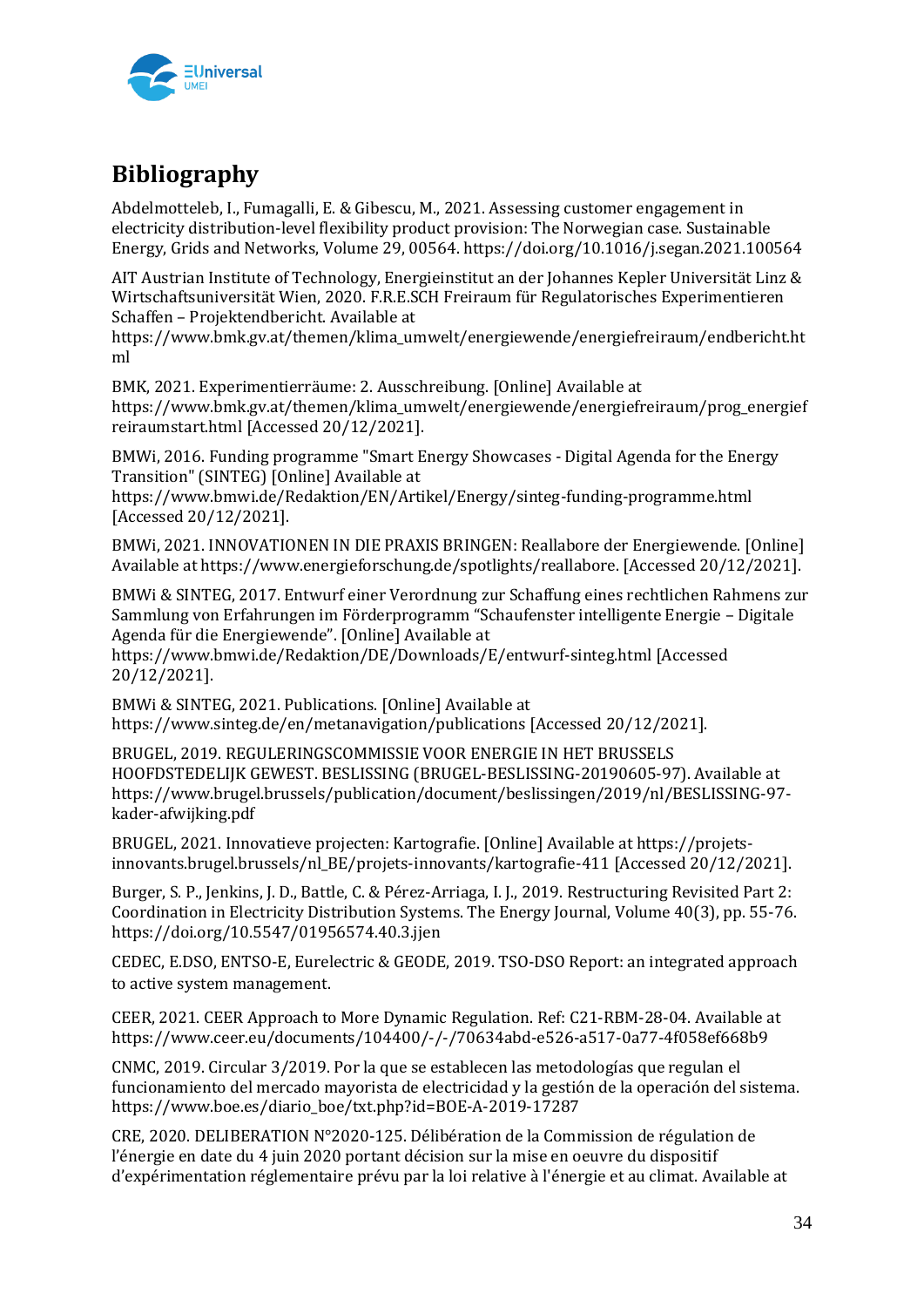# Bibliography

Abdelmotteleb, I., Fumagalli, E. & Gibescu, M., 2021. Assessing customer engagement in electricity distribution-level flexibility product provision: The Norwegian case. Sustainable Energy, Grids and Networks, Volume 29, 00564. https://doi.org/10.1016/j.segan.2021.100564

AIT Austrian Institute of Technology, Energieinstitut an der Johannes Kepler Universität Linz & Wirtschaftsuniversität Wien, 2020. F.R.E.SCH Freiraum für Regulatorisches Experimentieren Schaffen – Projektendbericht. Available at https://www.bmk.gv.at/themen/klima_umwelt/energiewende/energiefreiraum/endbericht.html

BMK, 2021. Experimentierräume: 2. Ausschreibung. [Online] Available at https://www.bmk.gv.at/themen/klima_umwelt/energiewende/energiefreiraum/prog_energiefreiraumstart.html [Accessed 20/12/2021].

BMWi, 2016. Funding programme "Smart Energy Showcases - Digital Agenda for the Energy Transition" (SINTEG) [Online] Available at https://www.bmwi.de/Redaktion/EN/Artikel/Energy/sinteg-funding-programme.html [Accessed 20/12/2021].

BMWi, 2021. INNOVATIONEN IN DIE PRAXIS BRINGEN: Reallabore der Energiewende. [Online] Available at https://www.energieforschung.de/spotlights/reallabore. [Accessed 20/12/2021].

BMWi & SINTEG, 2017. Entwurf einer Verordnung zur Schaffung eines rechtlichen Rahmens zur Sammlung von Erfahrungen im Förderprogramm "Schaufenster intelligente Energie – Digitale Agenda für die Energiewende". [Online] Available at https://www.bmwi.de/Redaktion/DE/Downloads/E/entwurf-sinteg.html [Accessed 20/12/2021].

BMWi & SINTEG, 2021. Publications. [Online] Available at https://www.sinteg.de/en/metanavigation/publications [Accessed 20/12/2021].

BRUGEL, 2019. REGULERINGSCOMMISSIE VOOR ENERGIE IN HET BRUSSELS HOOFDSTEDELIJK GEWEST. BESLISSING (BRUGEL-BESLISSING-20190605-97). Available at https://www.brugel.brussels/publication/document/beslissingen/2019/nl/BESLISSING-97-kader-afwijking.pdf

BRUGEL, 2021. Innovatieve projecten: Kartografie. [Online] Available at https://projets-innovants.brugel.brussels/nl_BE/projets-innovants/kartografie-411 [Accessed 20/12/2021].

Burger, S. P., Jenkins, J. D., Battle, C. & Pérez-Arriaga, I. J., 2019. Restructuring Revisited Part 2: Coordination in Electricity Distribution Systems. The Energy Journal, Volume 40(3), pp. 55-76. https://doi.org/10.5547/01956574.40.3.jjen

CEDEC, E.DSO, ENTSO-E, Eurelectric & GEODE, 2019. TSO-DSO Report: an integrated approach to active system management.

CEER, 2021. CEER Approach to More Dynamic Regulation. Ref: C21-RBM-28-04. Available at https://www.ceer.eu/documents/104400/-/-/70634abd-e526-a517-0a77-4f058ef668b9

CNMC, 2019. Circular 3/2019. Por la que se establecen las metodologías que regulan el funcionamiento del mercado mayorista de electricidad y la gestión de la operación del sistema. https://www.boe.es/diario_boe/txt.php?id=BOE-A-2019-17287

CRE, 2020. DELIBERATION N°2020-125. Délibération de la Commission de régulation de l'énergie en date du 4 juin 2020 portant décision sur la mise en oeuvre du dispositif d'expérimentation réglementaire prévu par la loi relative à l'énergie et au climat. Available at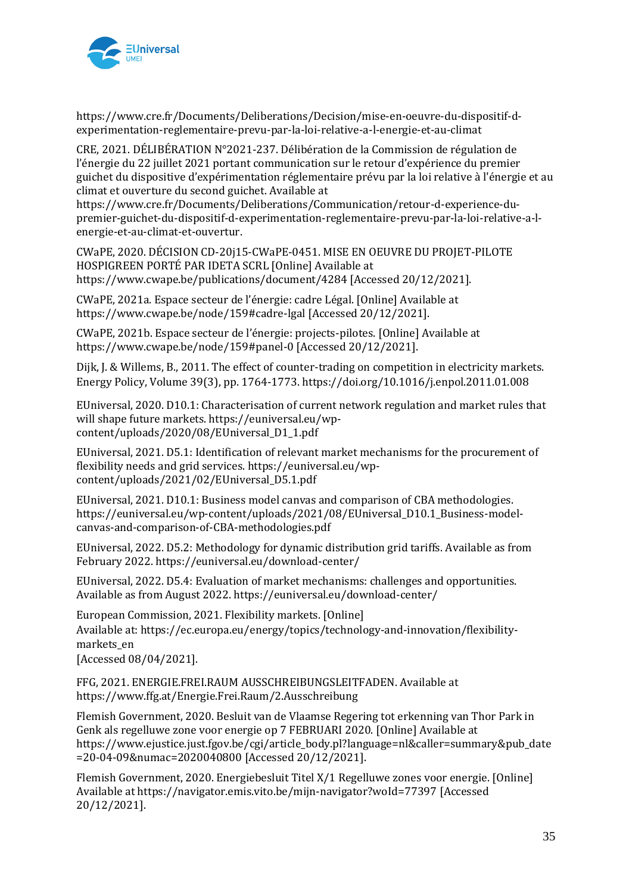https://www.cre.fr/Documents/Deliberations/Decision/mise-en-oeuvre-du-dispositif-d-experimentation-reglementaire-prevu-par-la-loi-relative-a-l-energie-et-au-climat

CRE, 2021. DÉLIBÉRATION N°2021-237. Délibération de la Commission de régulation de l'énergie du 22 juillet 2021 portant communication sur le retour d'expérience du premier guichet du dispositive d'expérimentation réglementaire prévu par la loi relative à l'énergie et au climat et ouverture du second guichet. Available at https://www.cre.fr/Documents/Deliberations/Communication/retour-d-experience-du-premier-guichet-du-dispositif-d-experimentation-reglementaire-prevu-par-la-loi-relative-a-l-energie-et-au-climat-et-ouvertur.

CWaPE, 2020. DÉCISION CD-20j15-CWaPE-0451. MISE EN OEUVRE DU PROJET-PILOTE HOSPIGREEN PORTÉ PAR IDETA SCRL [Online] Available at https://www.cwape.be/publications/document/4284 [Accessed 20/12/2021].

CWaPE, 2021a. Espace secteur de l'énergie: cadre Légal. [Online] Available at https://www.cwape.be/node/159#cadre-lgal [Accessed 20/12/2021].

CWaPE, 2021b. Espace secteur de l'énergie: projects-pilotes. [Online] Available at https://www.cwape.be/node/159#panel-0 [Accessed 20/12/2021].

Dijk, J. & Willems, B., 2011. The effect of counter-trading on competition in electricity markets. Energy Policy, Volume 39(3), pp. 1764-1773. https://doi.org/10.1016/j.enpol.2011.01.008

EUniversal, 2020. D10.1: Characterisation of current network regulation and market rules that will shape future markets. https://euniversal.eu/wp-content/uploads/2020/08/EUniversal_D1_1.pdf

EUniversal, 2021. D5.1: Identification of relevant market mechanisms for the procurement of flexibility needs and grid services. https://euniversal.eu/wp-content/uploads/2021/02/EUniversal_D5.1.pdf

EUniversal, 2021. D10.1: Business model canvas and comparison of CBA methodologies. https://euniversal.eu/wp-content/uploads/2021/08/EUniversal_D10.1_Business-model-canvas-and-comparison-of-CBA-methodologies.pdf

EUniversal, 2022. D5.2: Methodology for dynamic distribution grid tariffs. Available as from February 2022. https://euniversal.eu/download-center/

EUniversal, 2022. D5.4: Evaluation of market mechanisms: challenges and opportunities. Available as from August 2022. https://euniversal.eu/download-center/

European Commission, 2021. Flexibility markets. [Online] Available at: https://ec.europa.eu/energy/topics/technology-and-innovation/flexibility-markets_en [Accessed 08/04/2021].

FFG, 2021. ENERGIE.FREI.RAUM AUSSCHREIBUNGSLEITFADEN. Available at https://www.ffg.at/Energie.Frei.Raum/2.Ausschreibung

Flemish Government, 2020. Besluit van de Vlaamse Regering tot erkenning van Thor Park in Genk als regelluwe zone voor energie op 7 FEBRUARI 2020. [Online] Available at https://www.ejustice.just.fgov.be/cgi/article_body.pl?language=nl&caller=summary&pub_date=20-04-09&numac=2020040800 [Accessed 20/12/2021].

Flemish Government, 2020. Energiebesluit Titel X/1 Regelluwe zones voor energie. [Online] Available at https://navigator.emis.vito.be/mijn-navigator?woId=77397 [Accessed 20/12/2021].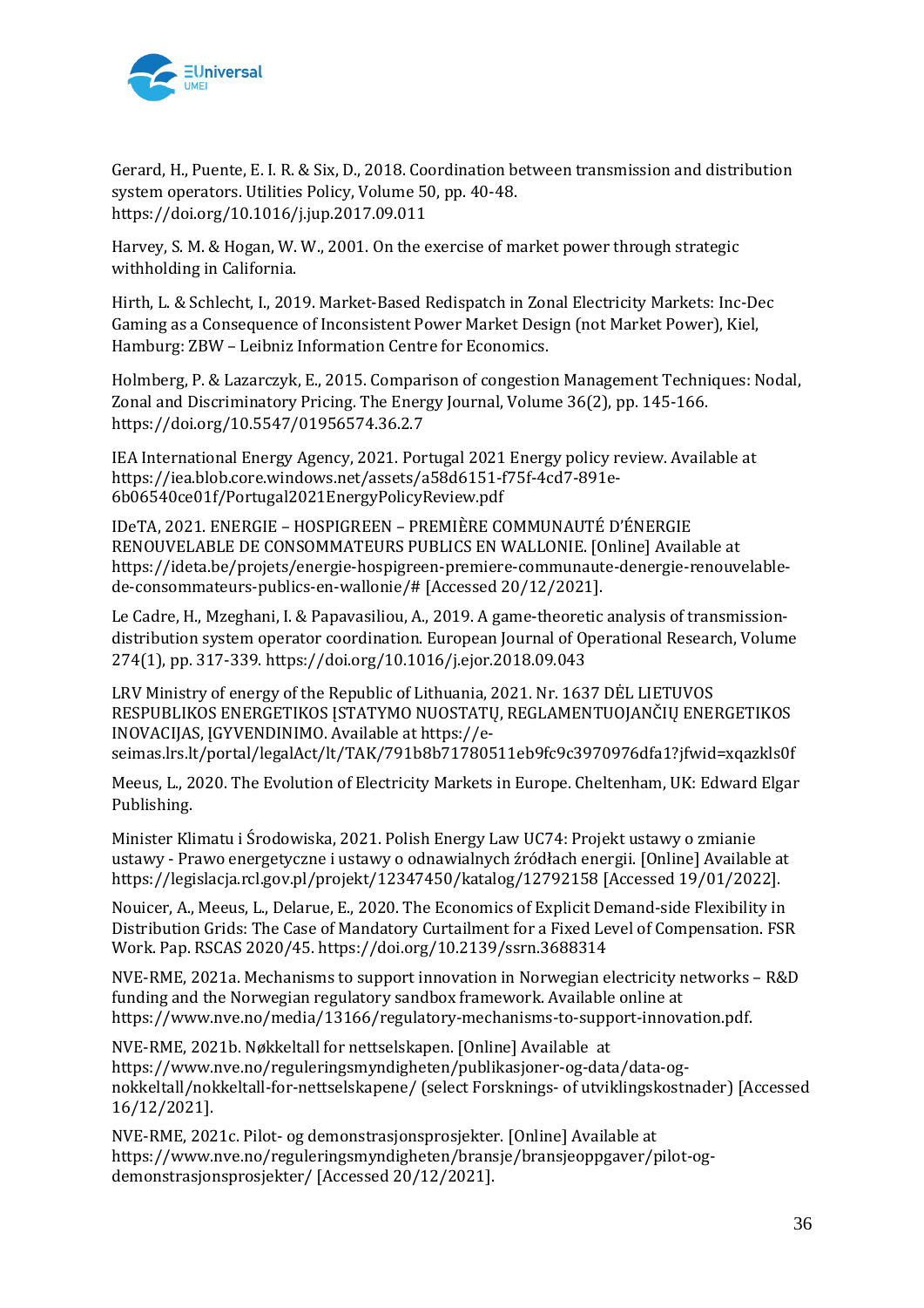Gerard, H., Puente, E. I. R. & Six, D., 2018. Coordination between transmission and distribution system operators. Utilities Policy, Volume 50, pp. 40-48. https://doi.org/10.1016/j.jup.2017.09.011

Harvey, S. M. & Hogan, W. W., 2001. On the exercise of market power through strategic withholding in California.

Hirth, L. & Schlecht, I., 2019. Market-Based Redispatch in Zonal Electricity Markets: Inc-Dec Gaming as a Consequence of Inconsistent Power Market Design (not Market Power), Kiel, Hamburg: ZBW – Leibniz Information Centre for Economics.

Holmberg, P. & Lazarczyk, E., 2015. Comparison of congestion Management Techniques: Nodal, Zonal and Discriminatory Pricing. The Energy Journal, Volume 36(2), pp. 145-166. https://doi.org/10.5547/01956574.36.2.7

IEA International Energy Agency, 2021. Portugal 2021 Energy policy review. Available at https://iea.blob.core.windows.net/assets/a58d6151-f75f-4cd7-891e-6b06540ce01f/Portugal2021EnergyPolicyReview.pdf

IDeTA, 2021. ENERGIE – HOSPIGREEN – PREMIÈRE COMMUNAUTÉ D'ÉNERGIE RENOUVELABLE DE CONSOMMATEURS PUBLICS EN WALLONIE. [Online] Available at https://ideta.be/projets/energie-hospigreen-premiere-communaute-denergie-renouvelable-de-consommateurs-publics-en-wallonie/# [Accessed 20/12/2021].

Le Cadre, H., Mzeghani, I. & Papavasiliou, A., 2019. A game-theoretic analysis of transmission-distribution system operator coordination. European Journal of Operational Research, Volume 274(1), pp. 317-339. https://doi.org/10.1016/j.ejor.2018.09.043

LRV Ministry of energy of the Republic of Lithuania, 2021. Nr. 1637 DĖL LIETUVOS RESPUBLIKOS ENERGETIKOS ĮSTATYMO NUOSTATŲ, REGLAMENTUOJANČIŲ ENERGETIKOS INOVACIJAS, ĮGYVENDINIMO. Available at https://e-seimas.lrs.lt/portal/legalAct/lt/TAK/791b8b71780511eb9fc9c3970976dfa1?jfwid=xqazkls0f

Meeus, L., 2020. The Evolution of Electricity Markets in Europe. Cheltenham, UK: Edward Elgar Publishing.

Minister Klimatu i Środowiska, 2021. Polish Energy Law UC74: Projekt ustawy o zmianie ustawy - Prawo energetyczne i ustawy o odnawialnych źródłach energii. [Online] Available at https://legislacja.rcl.gov.pl/projekt/12347450/katalog/12792158 [Accessed 19/01/2022].

Nouicer, A., Meeus, L., Delarue, E., 2020. The Economics of Explicit Demand-side Flexibility in Distribution Grids: The Case of Mandatory Curtailment for a Fixed Level of Compensation. FSR Work. Pap. RSCAS 2020/45. https://doi.org/10.2139/ssrn.3688314

NVE-RME, 2021a. Mechanisms to support innovation in Norwegian electricity networks – R&D funding and the Norwegian regulatory sandbox framework. Available online at https://www.nve.no/media/13166/regulatory-mechanisms-to-support-innovation.pdf.

NVE-RME, 2021b. Nøkkeltall for nettselskapen. [Online] Available at https://www.nve.no/reguleringsmyndigheten/publikasjoner-og-data/data-og-nokkeltall/nokkeltall-for-nettselskapene/ (select Forsknings- of utviklingskostnader) [Accessed 16/12/2021].

NVE-RME, 2021c. Pilot- og demonstrasjonsprosjekter. [Online] Available at https://www.nve.no/reguleringsmyndigheten/bransje/bransjeoppgaver/pilot-og-demonstrasjonsprosjekter/ [Accessed 20/12/2021].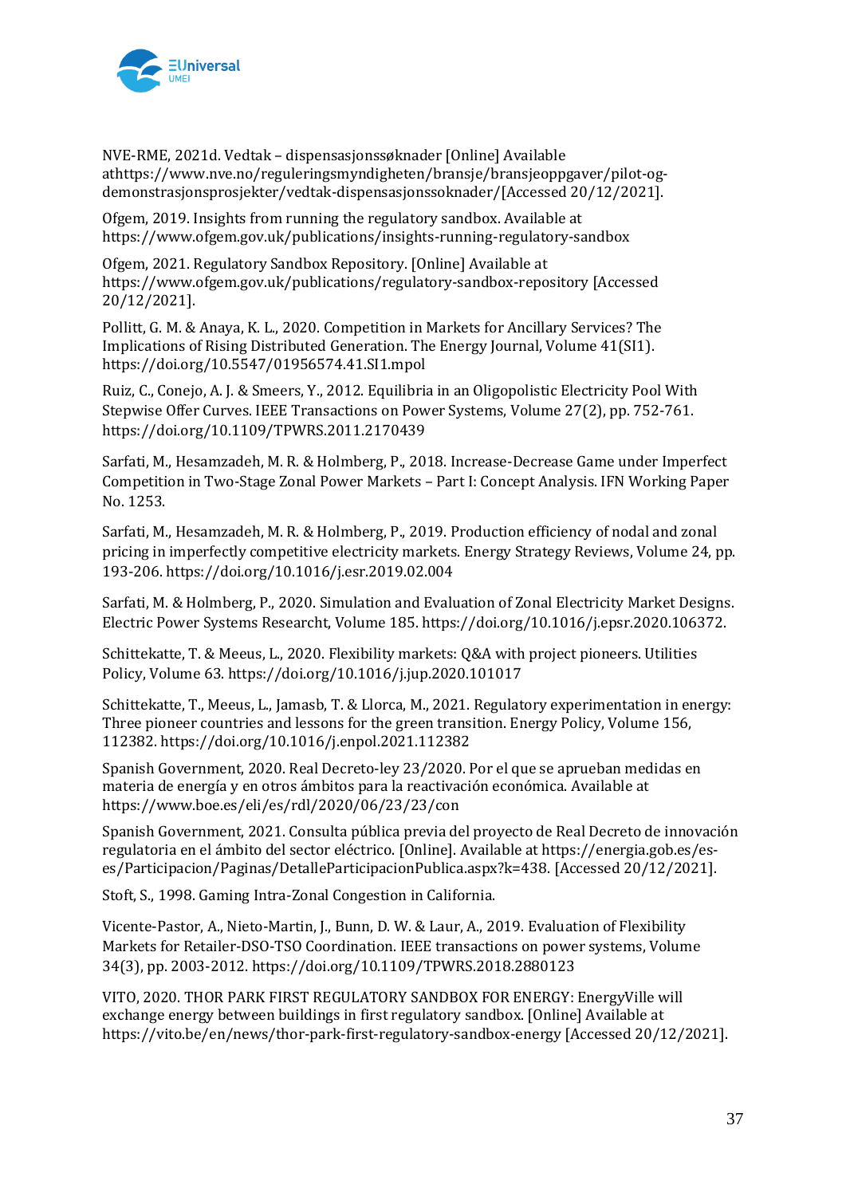NVE-RME, 2021d. Vedtak – dispensasjonssøknader [Online] Available athttps://www.nve.no/reguleringsmyndigheten/bransje/bransjeoppgaver/pilot-og-demonstrasjonsprosjekter/vedtak-dispensasjonssoknader/[Accessed 20/12/2021].

Ofgem, 2019. Insights from running the regulatory sandbox. Available at https://www.ofgem.gov.uk/publications/insights-running-regulatory-sandbox

Ofgem, 2021. Regulatory Sandbox Repository. [Online] Available at https://www.ofgem.gov.uk/publications/regulatory-sandbox-repository [Accessed 20/12/2021].

Pollitt, G. M. & Anaya, K. L., 2020. Competition in Markets for Ancillary Services? The Implications of Rising Distributed Generation. The Energy Journal, Volume 41(SI1). https://doi.org/10.5547/01956574.41.SI1.mpol

Ruiz, C., Conejo, A. J. & Smeers, Y., 2012. Equilibria in an Oligopolistic Electricity Pool With Stepwise Offer Curves. IEEE Transactions on Power Systems, Volume 27(2), pp. 752-761. https://doi.org/10.1109/TPWRS.2011.2170439

Sarfati, M., Hesamzadeh, M. R. & Holmberg, P., 2018. Increase-Decrease Game under Imperfect Competition in Two-Stage Zonal Power Markets – Part I: Concept Analysis. IFN Working Paper No. 1253.

Sarfati, M., Hesamzadeh, M. R. & Holmberg, P., 2019. Production efficiency of nodal and zonal pricing in imperfectly competitive electricity markets. Energy Strategy Reviews, Volume 24, pp. 193-206. https://doi.org/10.1016/j.esr.2019.02.004

Sarfati, M. & Holmberg, P., 2020. Simulation and Evaluation of Zonal Electricity Market Designs. Electric Power Systems Researcht, Volume 185. https://doi.org/10.1016/j.epsr.2020.106372.

Schittekatte, T. & Meeus, L., 2020. Flexibility markets: Q&A with project pioneers. Utilities Policy, Volume 63. https://doi.org/10.1016/j.jup.2020.101017

Schittekatte, T., Meeus, L., Jamasb, T. & Llorca, M., 2021. Regulatory experimentation in energy: Three pioneer countries and lessons for the green transition. Energy Policy, Volume 156, 112382. https://doi.org/10.1016/j.enpol.2021.112382

Spanish Government, 2020. Real Decreto-ley 23/2020. Por el que se aprueban medidas en materia de energía y en otros ámbitos para la reactivación económica. Available at https://www.boe.es/eli/es/rdl/2020/06/23/23/con

Spanish Government, 2021. Consulta pública previa del proyecto de Real Decreto de innovación regulatoria en el ámbito del sector eléctrico. [Online]. Available at https://energia.gob.es/es-es/Participacion/Paginas/DetalleParticipacionPublica.aspx?k=438. [Accessed 20/12/2021].

Stoft, S., 1998. Gaming Intra-Zonal Congestion in California.

Vicente-Pastor, A., Nieto-Martin, J., Bunn, D. W. & Laur, A., 2019. Evaluation of Flexibility Markets for Retailer-DSO-TSO Coordination. IEEE transactions on power systems, Volume 34(3), pp. 2003-2012. https://doi.org/10.1109/TPWRS.2018.2880123

VITO, 2020. THOR PARK FIRST REGULATORY SANDBOX FOR ENERGY: EnergyVille will exchange energy between buildings in first regulatory sandbox. [Online] Available at https://vito.be/en/news/thor-park-first-regulatory-sandbox-energy [Accessed 20/12/2021].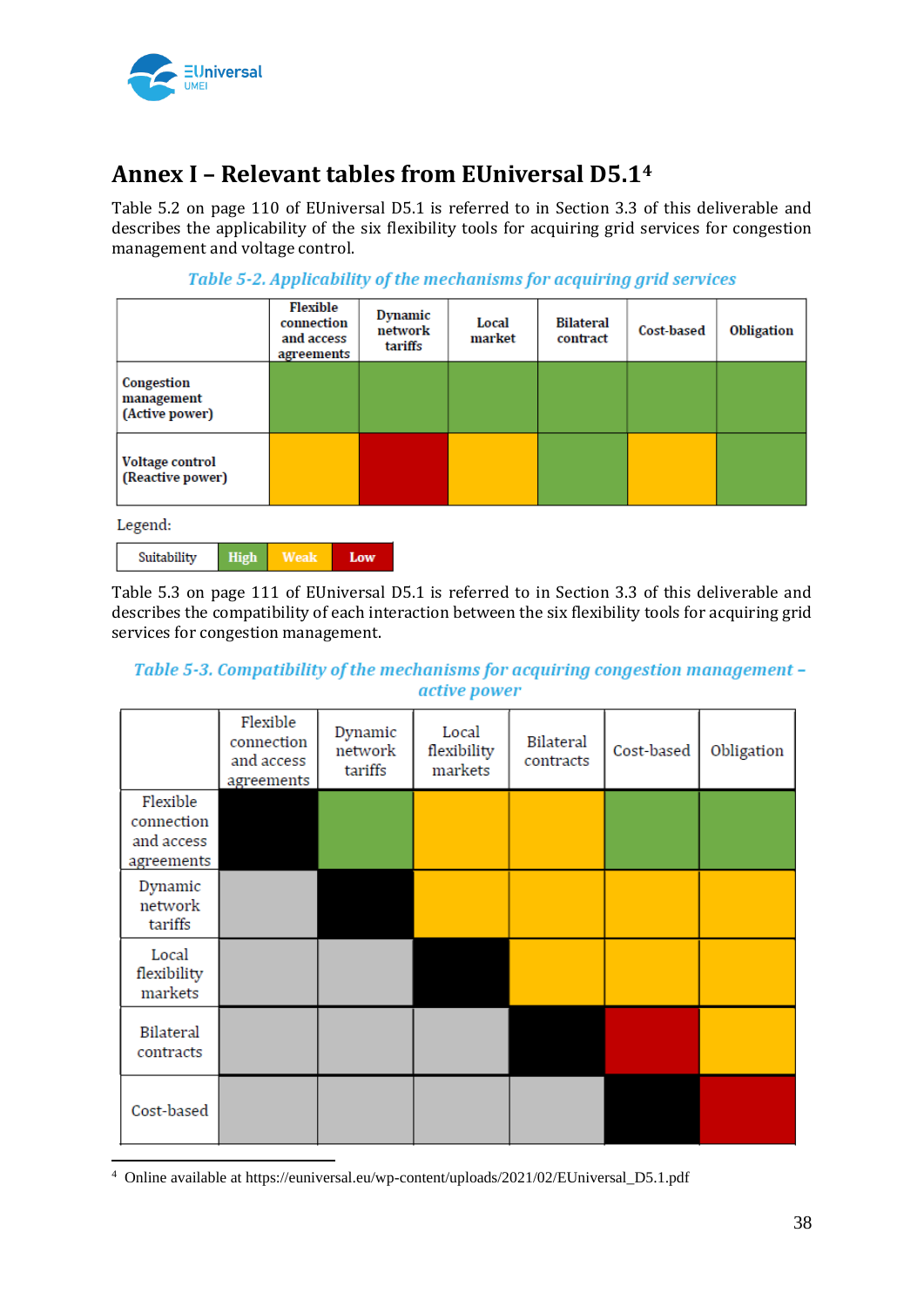# Annex I – Relevant tables from EUniversal D5.1[4]

Table 5.2 on page 110 of EUniversal D5.1 is referred to in Section 3.3 of this deliverable and describes the applicability of the six flexibility tools for acquiring grid services for congestion management and voltage control.

*Table 5-2. Applicability of the mechanisms for acquiring grid services*

| | Flexible connection and access agreements | Dynamic network tariffs | Local market | Bilateral contract | Cost-based | Obligation |
|---|---|---|---|---|---|---|
| **Congestion management (Active power)** | High | High | High | High | High | High |
| **Voltage control (Reactive power)** | Weak | Low | Weak | High | Weak | High |

Legend:

| Suitability | High | Weak | Low |
|---|---|---|---|

Table 5.3 on page 111 of EUniversal D5.1 is referred to in Section 3.3 of this deliverable and describes the compatibility of each interaction between the six flexibility tools for acquiring grid services for congestion management.

*Table 5-3. Compatibility of the mechanisms for acquiring congestion management – active power*

| | Flexible connection and access agreements | Dynamic network tariffs | Local flexibility markets | Bilateral contracts | Cost-based | Obligation |
|---|---|---|---|---|---|---|
| Flexible connection and access agreements | | High | Weak | Weak | High | High |
| Dynamic network tariffs | | | Weak | Weak | Weak | Weak |
| Local flexibility markets | | | | Weak | Weak | Weak |
| Bilateral contracts | | | | | Low | Weak |
| Cost-based | | | | | | Low |

[4] Online available at https://euniversal.eu/wp-content/uploads/2021/02/EUniversal_D5.1.pdf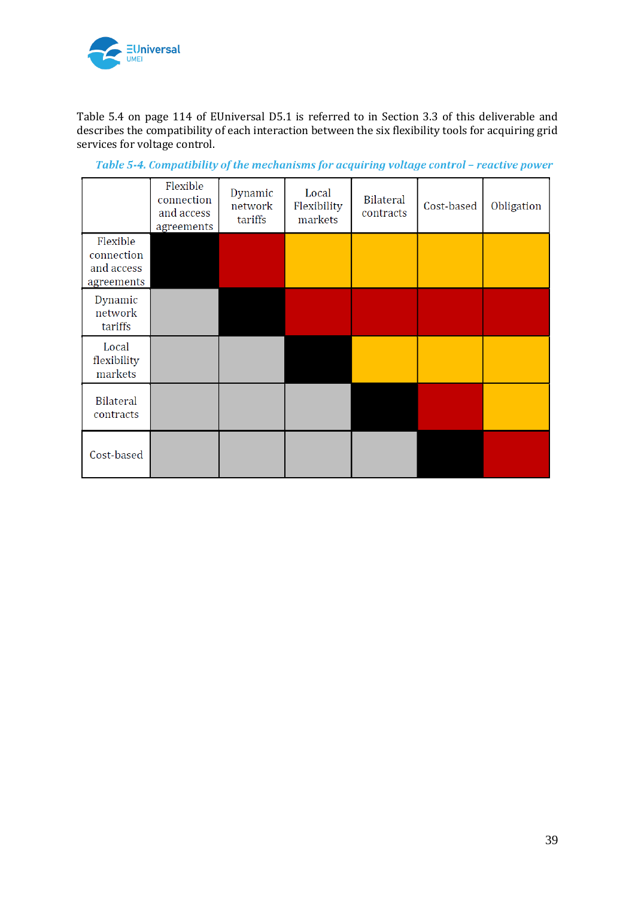Table 5.4 on page 114 of EUniversal D5.1 is referred to in Section 3.3 of this deliverable and describes the compatibility of each interaction between the six flexibility tools for acquiring grid services for voltage control.

*Table 5-4. Compatibility of the mechanisms for acquiring voltage control – reactive power*

| | Flexible connection and access agreements | Dynamic network tariffs | Local Flexibility markets | Bilateral contracts | Cost-based | Obligation |
|---|---|---|---|---|---|---|
| Flexible connection and access agreements | | | | | | |
| Dynamic network tariffs | | | | | | |
| Local flexibility markets | | | | | | |
| Bilateral contracts | | | | | | |
| Cost-based | | | | | | |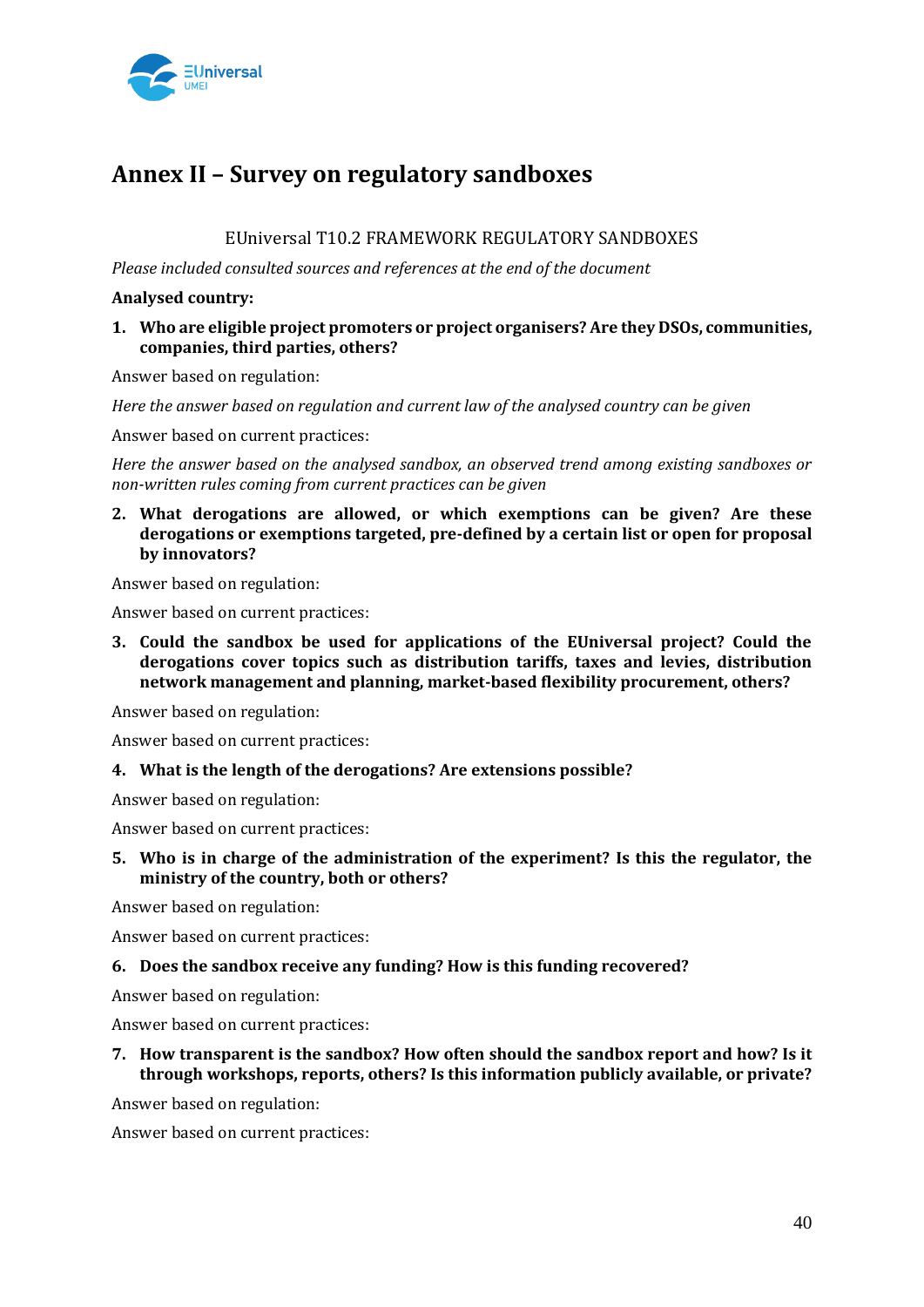# Annex II – Survey on regulatory sandboxes

EUniversal T10.2 FRAMEWORK REGULATORY SANDBOXES

*Please included consulted sources and references at the end of the document*

**Analysed country:**

1. **Who are eligible project promoters or project organisers? Are they DSOs, communities, companies, third parties, others?**

Answer based on regulation:

*Here the answer based on regulation and current law of the analysed country can be given*

Answer based on current practices:

*Here the answer based on the analysed sandbox, an observed trend among existing sandboxes or non-written rules coming from current practices can be given*

2. **What derogations are allowed, or which exemptions can be given? Are these derogations or exemptions targeted, pre-defined by a certain list or open for proposal by innovators?**

Answer based on regulation:

Answer based on current practices:

3. **Could the sandbox be used for applications of the EUniversal project? Could the derogations cover topics such as distribution tariffs, taxes and levies, distribution network management and planning, market-based flexibility procurement, others?**

Answer based on regulation:

Answer based on current practices:

4. **What is the length of the derogations? Are extensions possible?**

Answer based on regulation:

Answer based on current practices:

5. **Who is in charge of the administration of the experiment? Is this the regulator, the ministry of the country, both or others?**

Answer based on regulation:

Answer based on current practices:

6. **Does the sandbox receive any funding? How is this funding recovered?**

Answer based on regulation:

Answer based on current practices:

7. **How transparent is the sandbox? How often should the sandbox report and how? Is it through workshops, reports, others? Is this information publicly available, or private?**

Answer based on regulation:

Answer based on current practices: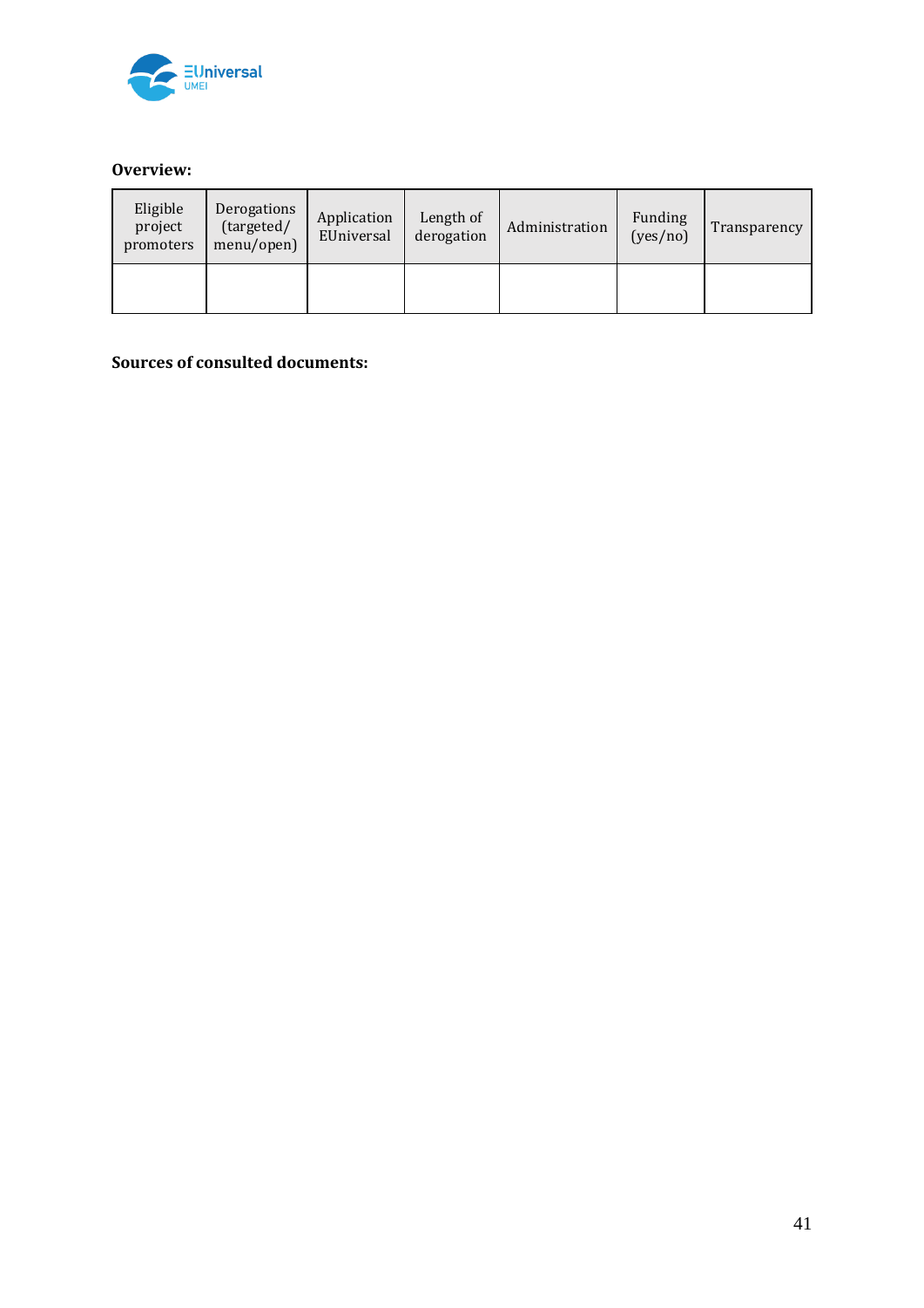**Overview:**

| Eligible project promoters | Derogations (targeted/ menu/open) | Application EUniversal | Length of derogation | Administration | Funding (yes/no) | Transparency |
|---|---|---|---|---|---|---|
| | | | | | | |

**Sources of consulted documents:**